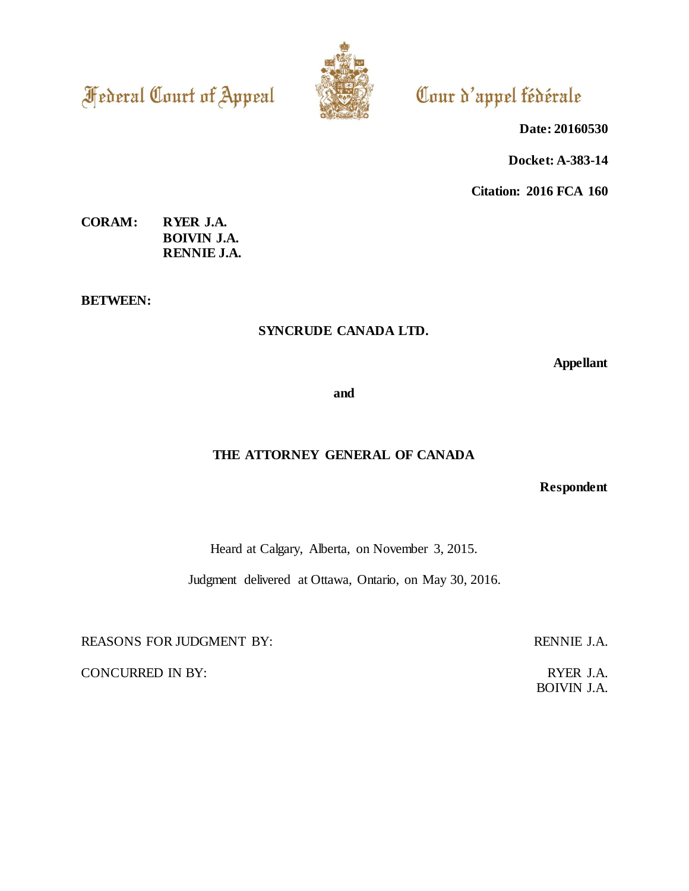Federal Court of Appeal　　　　Cour d'appel fédérale

**Date: 20160530**

**Docket: A-383-14**

**Citation: 2016 FCA 160**

**CORAM:** **RYER J.A.**
**BOIVIN J.A.**
**RENNIE J.A.**

**BETWEEN:**

**SYNCRUDE CANADA LTD.**

**Appellant**

**and**

**THE ATTORNEY GENERAL OF CANADA**

**Respondent**

Heard at Calgary, Alberta, on November 3, 2015.

Judgment delivered at Ottawa, Ontario, on May 30, 2016.

REASONS FOR JUDGMENT BY: RENNIE J.A.

CONCURRED IN BY: RYER J.A.
BOIVIN J.A.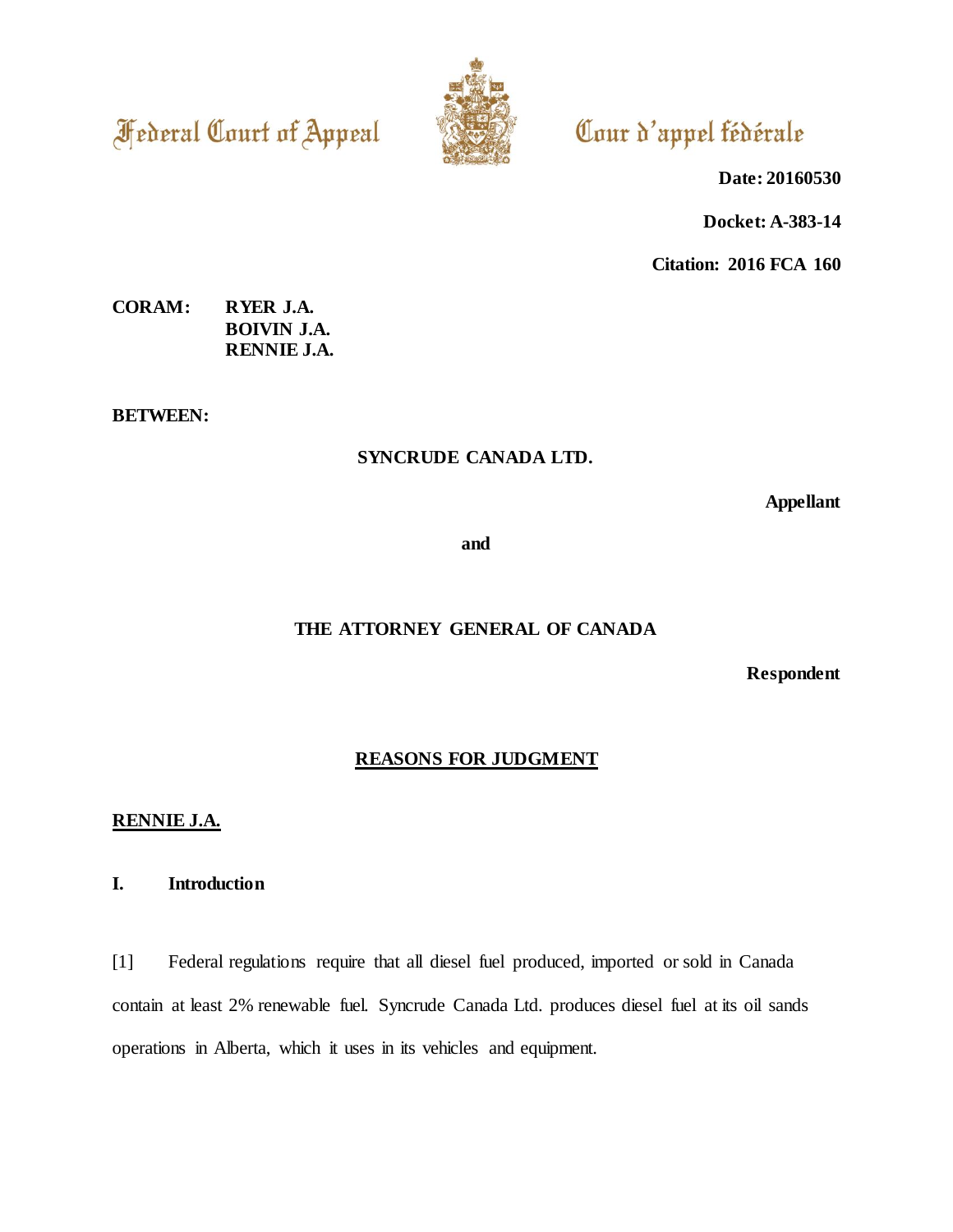Federal Court of Appeal

Cour d'appel fédérale

**Date: 20160530**

**Docket: A-383-14**

**Citation: 2016 FCA 160**

**CORAM: RYER J.A.**
**BOIVIN J.A.**
**RENNIE J.A.**

**BETWEEN:**

**SYNCRUDE CANADA LTD.**

**Appellant**

**and**

**THE ATTORNEY GENERAL OF CANADA**

**Respondent**

## REASONS FOR JUDGMENT

**RENNIE J.A.**

### I. Introduction

[1] Federal regulations require that all diesel fuel produced, imported or sold in Canada contain at least 2% renewable fuel. Syncrude Canada Ltd. produces diesel fuel at its oil sands operations in Alberta, which it uses in its vehicles and equipment.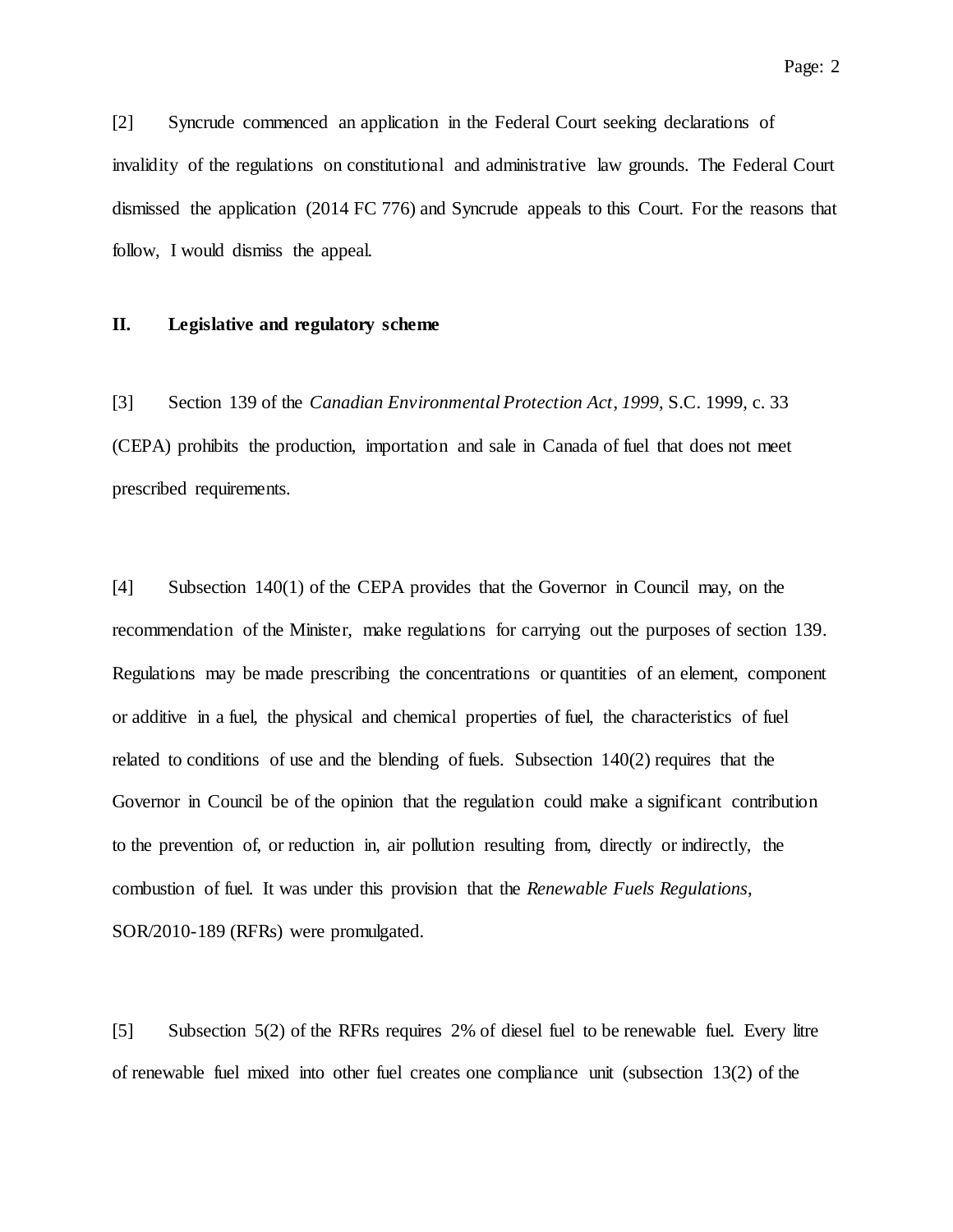[2] Syncrude commenced an application in the Federal Court seeking declarations of invalidity of the regulations on constitutional and administrative law grounds. The Federal Court dismissed the application (2014 FC 776) and Syncrude appeals to this Court. For the reasons that follow, I would dismiss the appeal.

## II. Legislative and regulatory scheme

[3] Section 139 of the *Canadian Environmental Protection Act, 1999*, S.C. 1999, c. 33 (CEPA) prohibits the production, importation and sale in Canada of fuel that does not meet prescribed requirements.

[4] Subsection 140(1) of the CEPA provides that the Governor in Council may, on the recommendation of the Minister, make regulations for carrying out the purposes of section 139. Regulations may be made prescribing the concentrations or quantities of an element, component or additive in a fuel, the physical and chemical properties of fuel, the characteristics of fuel related to conditions of use and the blending of fuels. Subsection 140(2) requires that the Governor in Council be of the opinion that the regulation could make a significant contribution to the prevention of, or reduction in, air pollution resulting from, directly or indirectly, the combustion of fuel. It was under this provision that the *Renewable Fuels Regulations*, SOR/2010-189 (RFRs) were promulgated.

[5] Subsection 5(2) of the RFRs requires 2% of diesel fuel to be renewable fuel. Every litre of renewable fuel mixed into other fuel creates one compliance unit (subsection 13(2) of the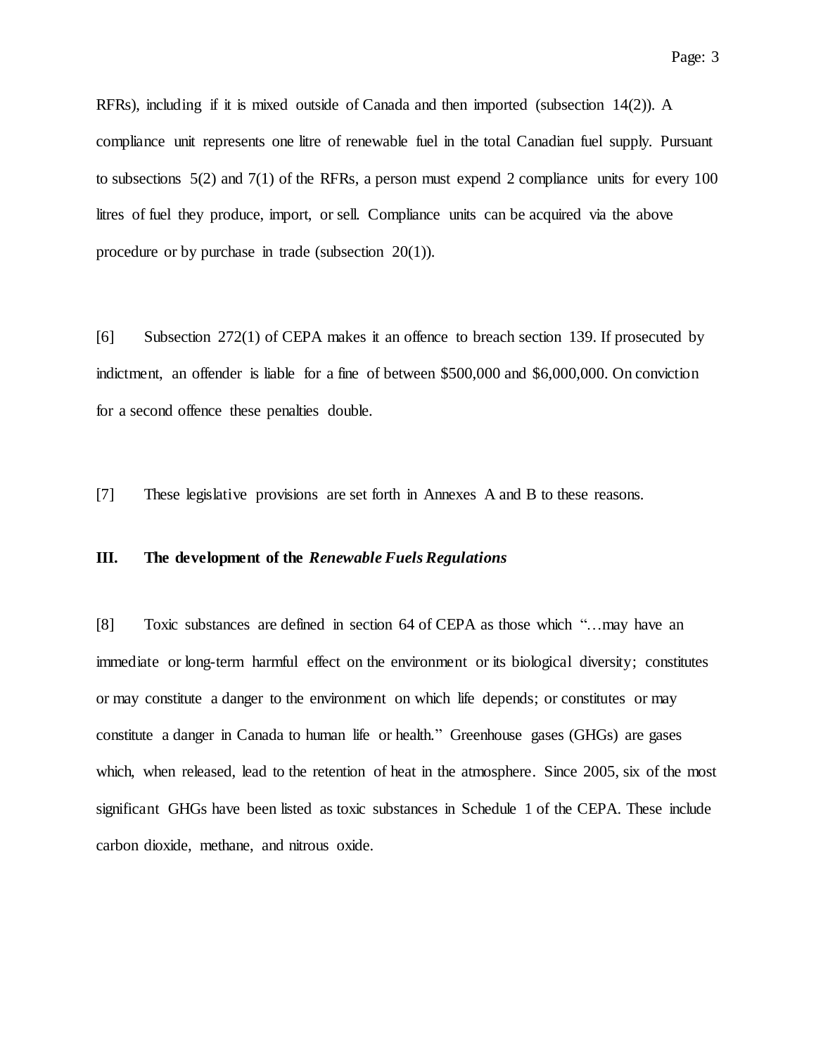RFRs), including if it is mixed outside of Canada and then imported (subsection 14(2)). A compliance unit represents one litre of renewable fuel in the total Canadian fuel supply. Pursuant to subsections 5(2) and 7(1) of the RFRs, a person must expend 2 compliance units for every 100 litres of fuel they produce, import, or sell. Compliance units can be acquired via the above procedure or by purchase in trade (subsection 20(1)).

[6] Subsection 272(1) of CEPA makes it an offence to breach section 139. If prosecuted by indictment, an offender is liable for a fine of between $500,000 and $6,000,000. On conviction for a second offence these penalties double.

[7] These legislative provisions are set forth in Annexes A and B to these reasons.

### III. The development of the *Renewable Fuels Regulations*

[8] Toxic substances are defined in section 64 of CEPA as those which "…may have an immediate or long-term harmful effect on the environment or its biological diversity; constitutes or may constitute a danger to the environment on which life depends; or constitutes or may constitute a danger in Canada to human life or health." Greenhouse gases (GHGs) are gases which, when released, lead to the retention of heat in the atmosphere. Since 2005, six of the most significant GHGs have been listed as toxic substances in Schedule 1 of the CEPA. These include carbon dioxide, methane, and nitrous oxide.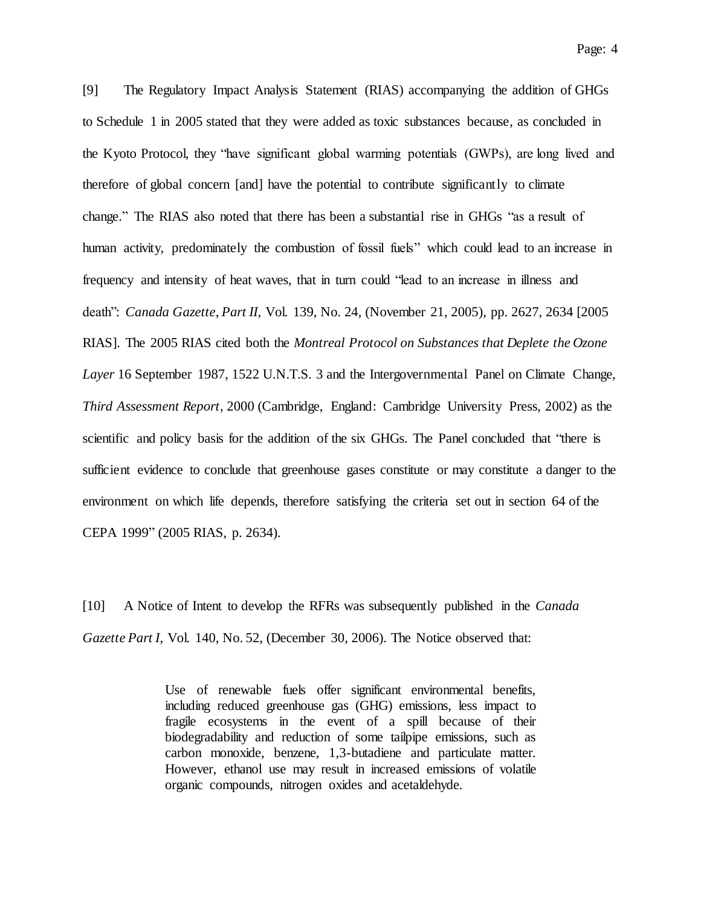[9] The Regulatory Impact Analysis Statement (RIAS) accompanying the addition of GHGs to Schedule 1 in 2005 stated that they were added as toxic substances because, as concluded in the Kyoto Protocol, they "have significant global warming potentials (GWPs), are long lived and therefore of global concern [and] have the potential to contribute significantly to climate change." The RIAS also noted that there has been a substantial rise in GHGs "as a result of human activity, predominately the combustion of fossil fuels" which could lead to an increase in frequency and intensity of heat waves, that in turn could "lead to an increase in illness and death": *Canada Gazette, Part II*, Vol. 139, No. 24, (November 21, 2005), pp. 2627, 2634 [2005 RIAS]. The 2005 RIAS cited both the *Montreal Protocol on Substances that Deplete the Ozone Layer* 16 September 1987, 1522 U.N.T.S. 3 and the Intergovernmental Panel on Climate Change, *Third Assessment Report*, 2000 (Cambridge, England: Cambridge University Press, 2002) as the scientific and policy basis for the addition of the six GHGs. The Panel concluded that "there is sufficient evidence to conclude that greenhouse gases constitute or may constitute a danger to the environment on which life depends, therefore satisfying the criteria set out in section 64 of the CEPA 1999" (2005 RIAS, p. 2634).

[10] A Notice of Intent to develop the RFRs was subsequently published in the *Canada Gazette Part I*, Vol. 140, No. 52, (December 30, 2006). The Notice observed that:

> Use of renewable fuels offer significant environmental benefits, including reduced greenhouse gas (GHG) emissions, less impact to fragile ecosystems in the event of a spill because of their biodegradability and reduction of some tailpipe emissions, such as carbon monoxide, benzene, 1,3-butadiene and particulate matter. However, ethanol use may result in increased emissions of volatile organic compounds, nitrogen oxides and acetaldehyde.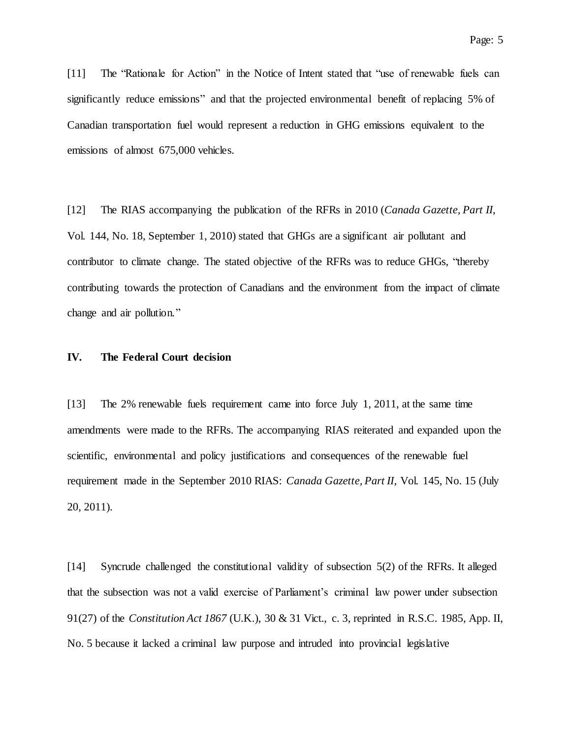[11] The "Rationale for Action" in the Notice of Intent stated that "use of renewable fuels can significantly reduce emissions" and that the projected environmental benefit of replacing 5% of Canadian transportation fuel would represent a reduction in GHG emissions equivalent to the emissions of almost 675,000 vehicles.

[12] The RIAS accompanying the publication of the RFRs in 2010 (*Canada Gazette, Part II*, Vol. 144, No. 18, September 1, 2010) stated that GHGs are a significant air pollutant and contributor to climate change. The stated objective of the RFRs was to reduce GHGs, "thereby contributing towards the protection of Canadians and the environment from the impact of climate change and air pollution."

## IV. The Federal Court decision

[13] The 2% renewable fuels requirement came into force July 1, 2011, at the same time amendments were made to the RFRs. The accompanying RIAS reiterated and expanded upon the scientific, environmental and policy justifications and consequences of the renewable fuel requirement made in the September 2010 RIAS: *Canada Gazette, Part II*, Vol. 145, No. 15 (July 20, 2011).

[14] Syncrude challenged the constitutional validity of subsection 5(2) of the RFRs. It alleged that the subsection was not a valid exercise of Parliament's criminal law power under subsection 91(27) of the *Constitution Act 1867* (U.K.), 30 & 31 Vict., c. 3, reprinted in R.S.C. 1985, App. II, No. 5 because it lacked a criminal law purpose and intruded into provincial legislative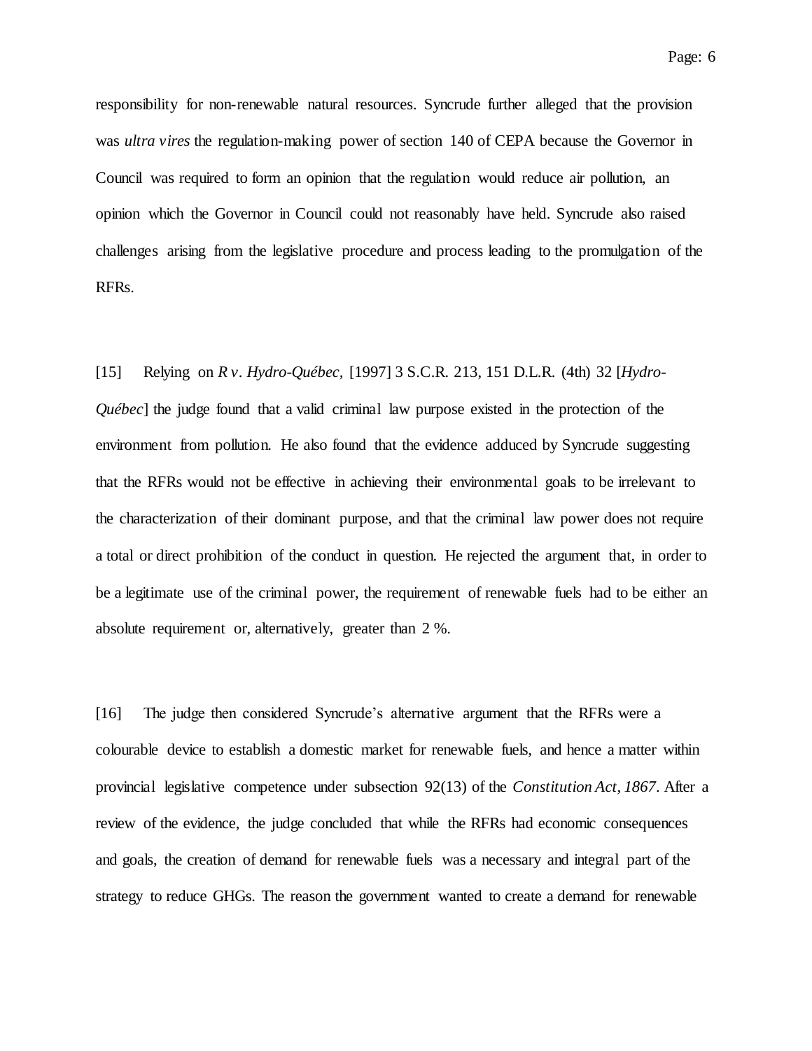responsibility for non-renewable natural resources. Syncrude further alleged that the provision was *ultra vires* the regulation-making power of section 140 of CEPA because the Governor in Council was required to form an opinion that the regulation would reduce air pollution, an opinion which the Governor in Council could not reasonably have held. Syncrude also raised challenges arising from the legislative procedure and process leading to the promulgation of the RFRs.

[15] Relying on *R v. Hydro-Québec,* [1997] 3 S.C.R. 213, 151 D.L.R. (4th) 32 [*Hydro-Québec*] the judge found that a valid criminal law purpose existed in the protection of the environment from pollution. He also found that the evidence adduced by Syncrude suggesting that the RFRs would not be effective in achieving their environmental goals to be irrelevant to the characterization of their dominant purpose, and that the criminal law power does not require a total or direct prohibition of the conduct in question. He rejected the argument that, in order to be a legitimate use of the criminal power, the requirement of renewable fuels had to be either an absolute requirement or, alternatively, greater than 2 %.

[16] The judge then considered Syncrude's alternative argument that the RFRs were a colourable device to establish a domestic market for renewable fuels, and hence a matter within provincial legislative competence under subsection 92(13) of the *Constitution Act, 1867*. After a review of the evidence, the judge concluded that while the RFRs had economic consequences and goals, the creation of demand for renewable fuels was a necessary and integral part of the strategy to reduce GHGs. The reason the government wanted to create a demand for renewable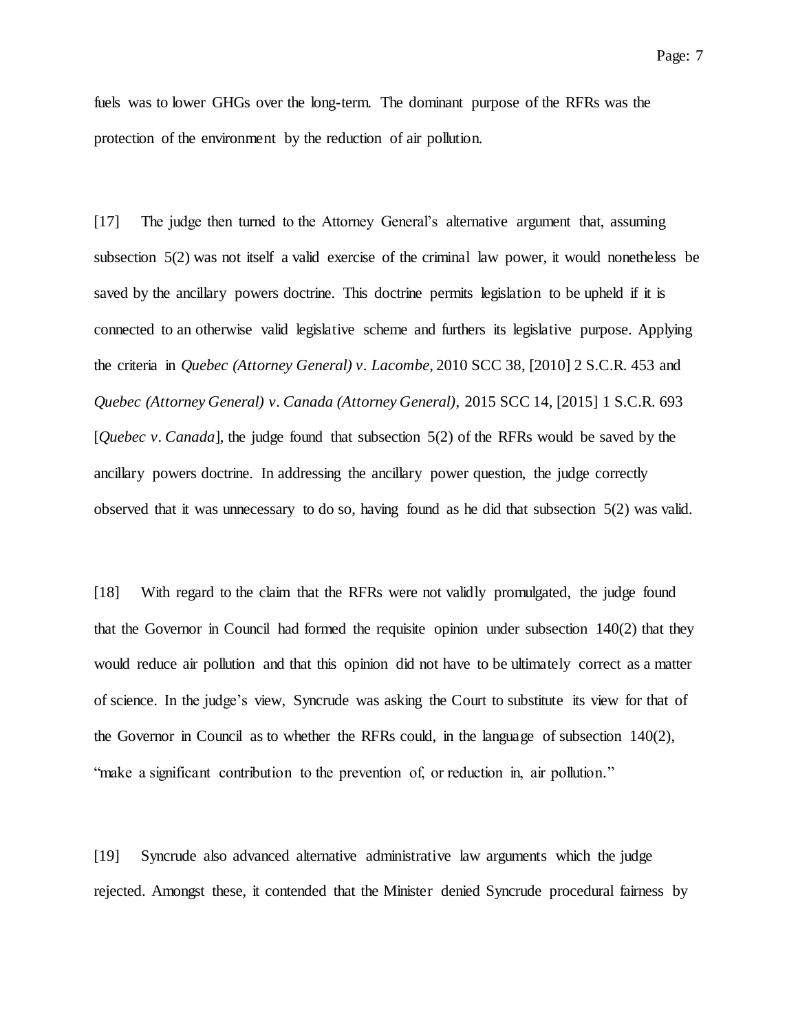fuels was to lower GHGs over the long-term. The dominant purpose of the RFRs was the protection of the environment by the reduction of air pollution.

[17] The judge then turned to the Attorney General's alternative argument that, assuming subsection 5(2) was not itself a valid exercise of the criminal law power, it would nonetheless be saved by the ancillary powers doctrine. This doctrine permits legislation to be upheld if it is connected to an otherwise valid legislative scheme and furthers its legislative purpose. Applying the criteria in *Quebec (Attorney General) v. Lacombe*, 2010 SCC 38, [2010] 2 S.C.R. 453 and *Quebec (Attorney General) v. Canada (Attorney General)*, 2015 SCC 14, [2015] 1 S.C.R. 693 [*Quebec v. Canada*], the judge found that subsection 5(2) of the RFRs would be saved by the ancillary powers doctrine. In addressing the ancillary power question, the judge correctly observed that it was unnecessary to do so, having found as he did that subsection 5(2) was valid.

[18] With regard to the claim that the RFRs were not validly promulgated, the judge found that the Governor in Council had formed the requisite opinion under subsection 140(2) that they would reduce air pollution and that this opinion did not have to be ultimately correct as a matter of science. In the judge's view, Syncrude was asking the Court to substitute its view for that of the Governor in Council as to whether the RFRs could, in the language of subsection 140(2), "make a significant contribution to the prevention of, or reduction in, air pollution."

[19] Syncrude also advanced alternative administrative law arguments which the judge rejected. Amongst these, it contended that the Minister denied Syncrude procedural fairness by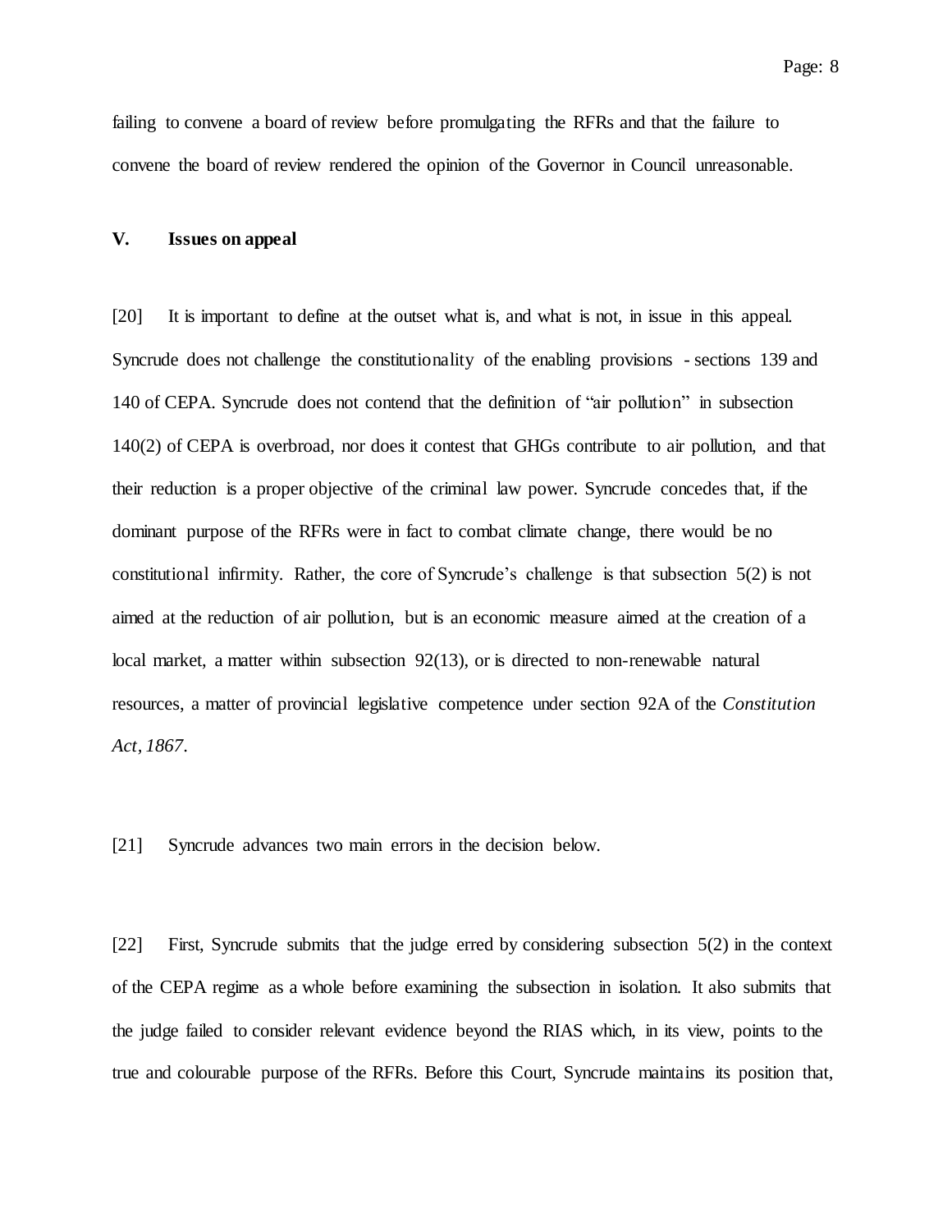failing to convene a board of review before promulgating the RFRs and that the failure to convene the board of review rendered the opinion of the Governor in Council unreasonable.

## V. Issues on appeal

[20] It is important to define at the outset what is, and what is not, in issue in this appeal. Syncrude does not challenge the constitutionality of the enabling provisions - sections 139 and 140 of CEPA. Syncrude does not contend that the definition of "air pollution" in subsection 140(2) of CEPA is overbroad, nor does it contest that GHGs contribute to air pollution, and that their reduction is a proper objective of the criminal law power. Syncrude concedes that, if the dominant purpose of the RFRs were in fact to combat climate change, there would be no constitutional infirmity. Rather, the core of Syncrude's challenge is that subsection 5(2) is not aimed at the reduction of air pollution, but is an economic measure aimed at the creation of a local market, a matter within subsection 92(13), or is directed to non-renewable natural resources, a matter of provincial legislative competence under section 92A of the *Constitution Act, 1867*.

[21] Syncrude advances two main errors in the decision below.

[22] First, Syncrude submits that the judge erred by considering subsection 5(2) in the context of the CEPA regime as a whole before examining the subsection in isolation. It also submits that the judge failed to consider relevant evidence beyond the RIAS which, in its view, points to the true and colourable purpose of the RFRs. Before this Court, Syncrude maintains its position that,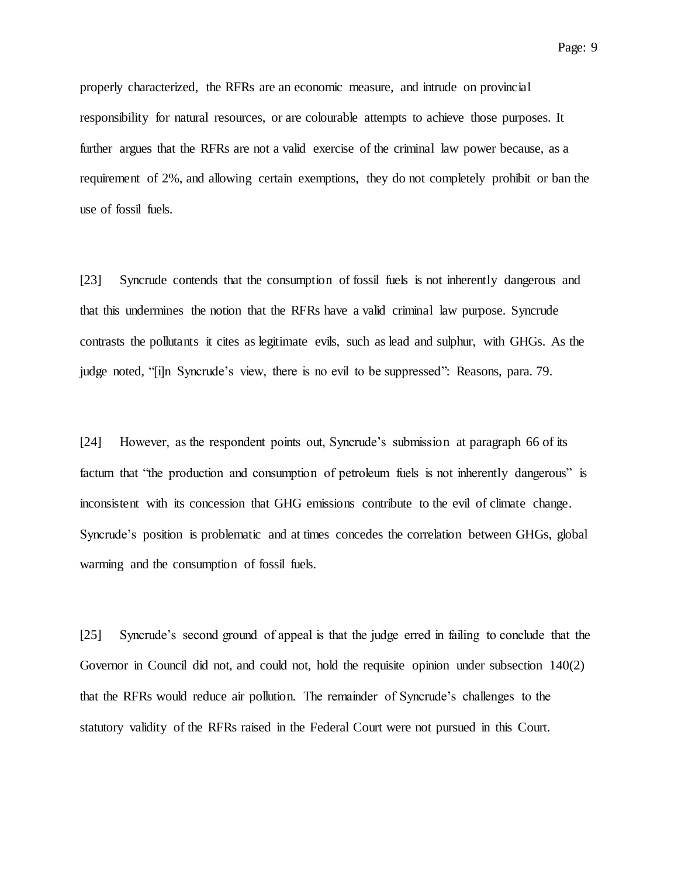properly characterized, the RFRs are an economic measure, and intrude on provincial responsibility for natural resources, or are colourable attempts to achieve those purposes. It further argues that the RFRs are not a valid exercise of the criminal law power because, as a requirement of 2%, and allowing certain exemptions, they do not completely prohibit or ban the use of fossil fuels.

[23] Syncrude contends that the consumption of fossil fuels is not inherently dangerous and that this undermines the notion that the RFRs have a valid criminal law purpose. Syncrude contrasts the pollutants it cites as legitimate evils, such as lead and sulphur, with GHGs. As the judge noted, "[i]n Syncrude's view, there is no evil to be suppressed": Reasons, para. 79.

[24] However, as the respondent points out, Syncrude's submission at paragraph 66 of its factum that "the production and consumption of petroleum fuels is not inherently dangerous" is inconsistent with its concession that GHG emissions contribute to the evil of climate change. Syncrude's position is problematic and at times concedes the correlation between GHGs, global warming and the consumption of fossil fuels.

[25] Syncrude's second ground of appeal is that the judge erred in failing to conclude that the Governor in Council did not, and could not, hold the requisite opinion under subsection 140(2) that the RFRs would reduce air pollution. The remainder of Syncrude's challenges to the statutory validity of the RFRs raised in the Federal Court were not pursued in this Court.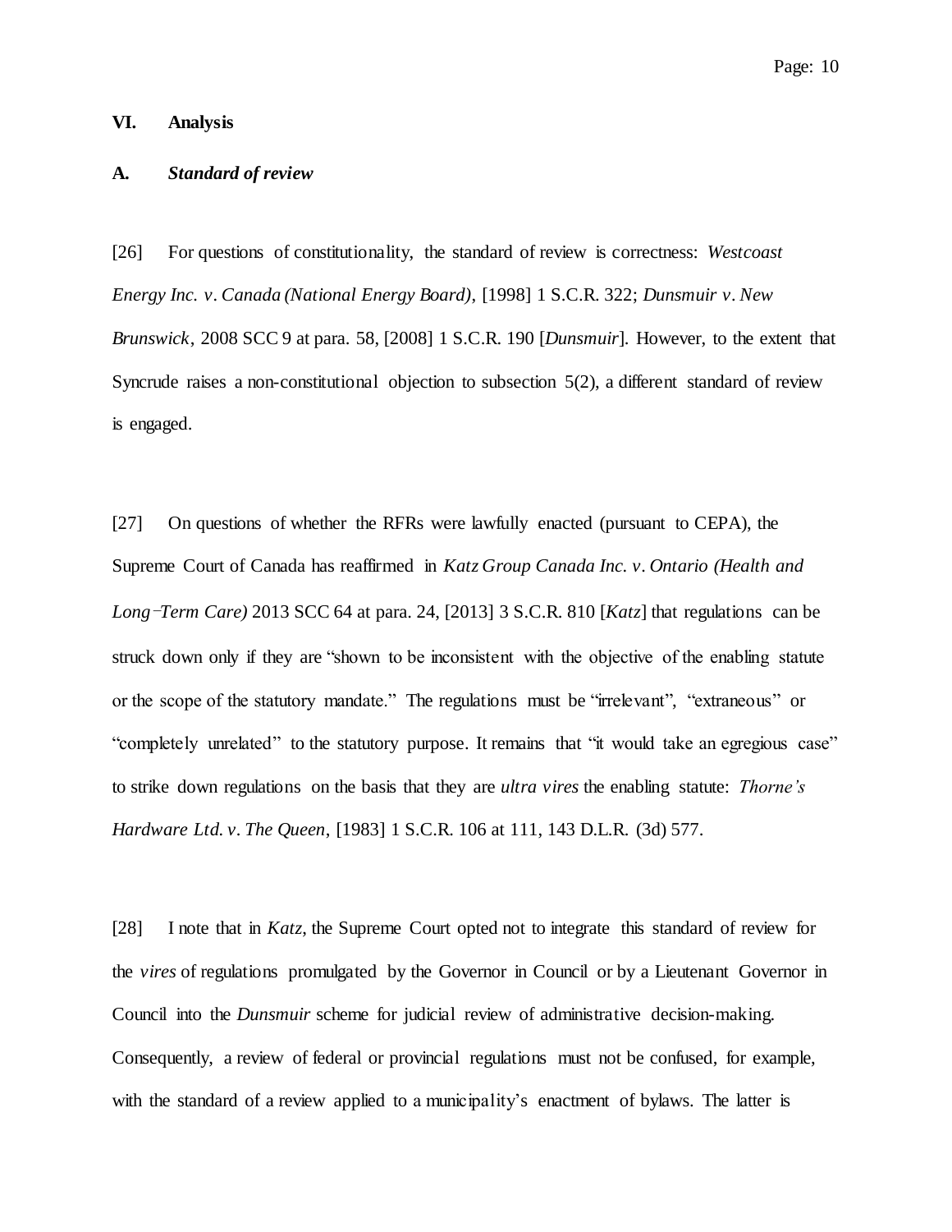## VI. Analysis

### A. *Standard of review*

[26] For questions of constitutionality, the standard of review is correctness: *Westcoast Energy Inc. v. Canada (National Energy Board)*, [1998] 1 S.C.R. 322; *Dunsmuir v. New Brunswick*, 2008 SCC 9 at para. 58, [2008] 1 S.C.R. 190 [*Dunsmuir*]. However, to the extent that Syncrude raises a non-constitutional objection to subsection 5(2), a different standard of review is engaged.

[27] On questions of whether the RFRs were lawfully enacted (pursuant to CEPA), the Supreme Court of Canada has reaffirmed in *Katz Group Canada Inc. v. Ontario (Health and Long-Term Care)* 2013 SCC 64 at para. 24, [2013] 3 S.C.R. 810 [*Katz*] that regulations can be struck down only if they are "shown to be inconsistent with the objective of the enabling statute or the scope of the statutory mandate." The regulations must be "irrelevant", "extraneous" or "completely unrelated" to the statutory purpose. It remains that "it would take an egregious case" to strike down regulations on the basis that they are *ultra vires* the enabling statute: *Thorne's Hardware Ltd. v. The Queen*, [1983] 1 S.C.R. 106 at 111, 143 D.L.R. (3d) 577.

[28] I note that in *Katz*, the Supreme Court opted not to integrate this standard of review for the *vires* of regulations promulgated by the Governor in Council or by a Lieutenant Governor in Council into the *Dunsmuir* scheme for judicial review of administrative decision-making. Consequently, a review of federal or provincial regulations must not be confused, for example, with the standard of a review applied to a municipality's enactment of bylaws. The latter is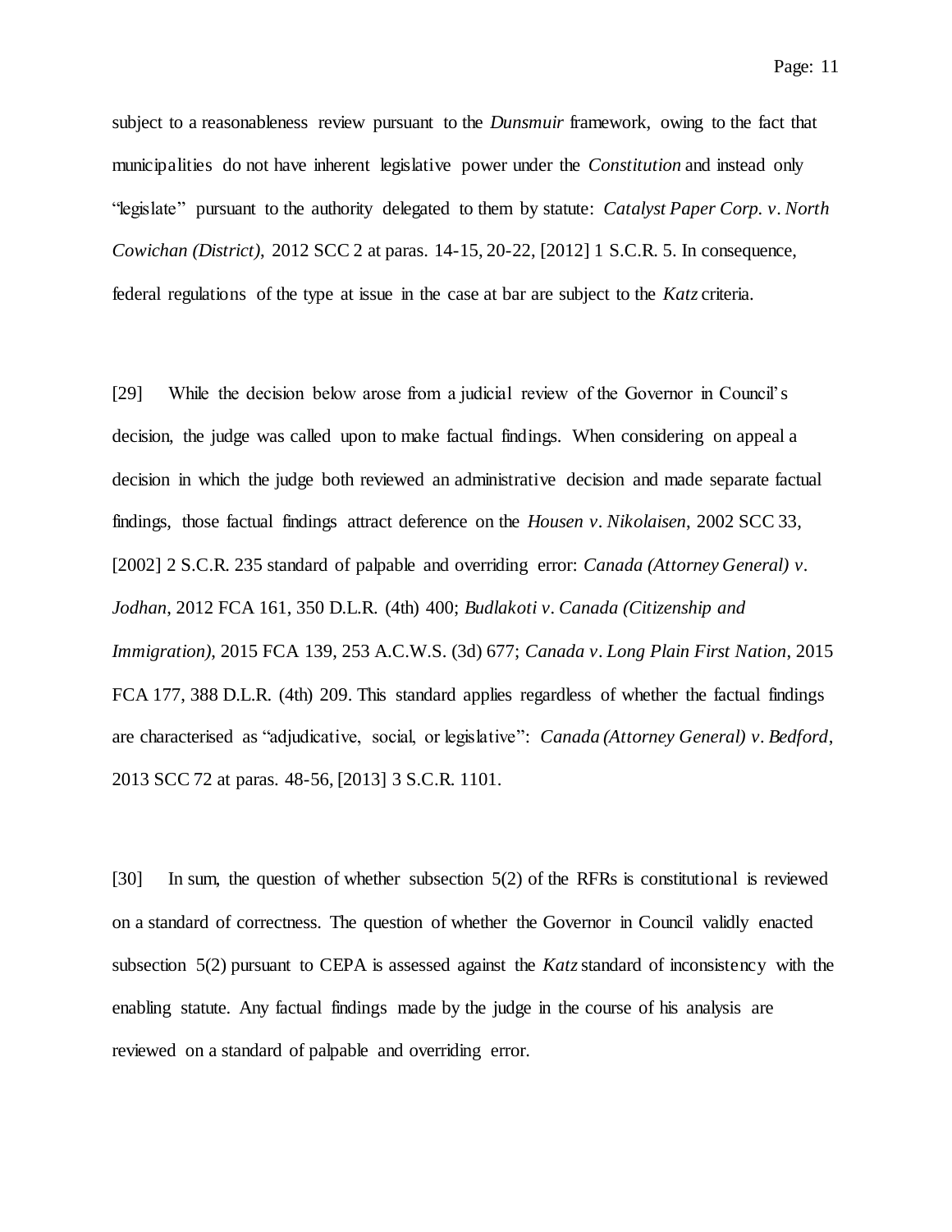subject to a reasonableness review pursuant to the *Dunsmuir* framework, owing to the fact that municipalities do not have inherent legislative power under the *Constitution* and instead only "legislate" pursuant to the authority delegated to them by statute: *Catalyst Paper Corp. v. North Cowichan (District)*, 2012 SCC 2 at paras. 14-15, 20-22, [2012] 1 S.C.R. 5. In consequence, federal regulations of the type at issue in the case at bar are subject to the *Katz* criteria.

[29] While the decision below arose from a judicial review of the Governor in Council's decision, the judge was called upon to make factual findings. When considering on appeal a decision in which the judge both reviewed an administrative decision and made separate factual findings, those factual findings attract deference on the *Housen v. Nikolaisen*, 2002 SCC 33, [2002] 2 S.C.R. 235 standard of palpable and overriding error: *Canada (Attorney General) v. Jodhan*, 2012 FCA 161, 350 D.L.R. (4th) 400; *Budlakoti v. Canada (Citizenship and Immigration)*, 2015 FCA 139, 253 A.C.W.S. (3d) 677; *Canada v. Long Plain First Nation*, 2015 FCA 177, 388 D.L.R. (4th) 209. This standard applies regardless of whether the factual findings are characterised as "adjudicative, social, or legislative": *Canada (Attorney General) v. Bedford*, 2013 SCC 72 at paras. 48-56, [2013] 3 S.C.R. 1101.

[30] In sum, the question of whether subsection 5(2) of the RFRs is constitutional is reviewed on a standard of correctness. The question of whether the Governor in Council validly enacted subsection 5(2) pursuant to CEPA is assessed against the *Katz* standard of inconsistency with the enabling statute. Any factual findings made by the judge in the course of his analysis are reviewed on a standard of palpable and overriding error.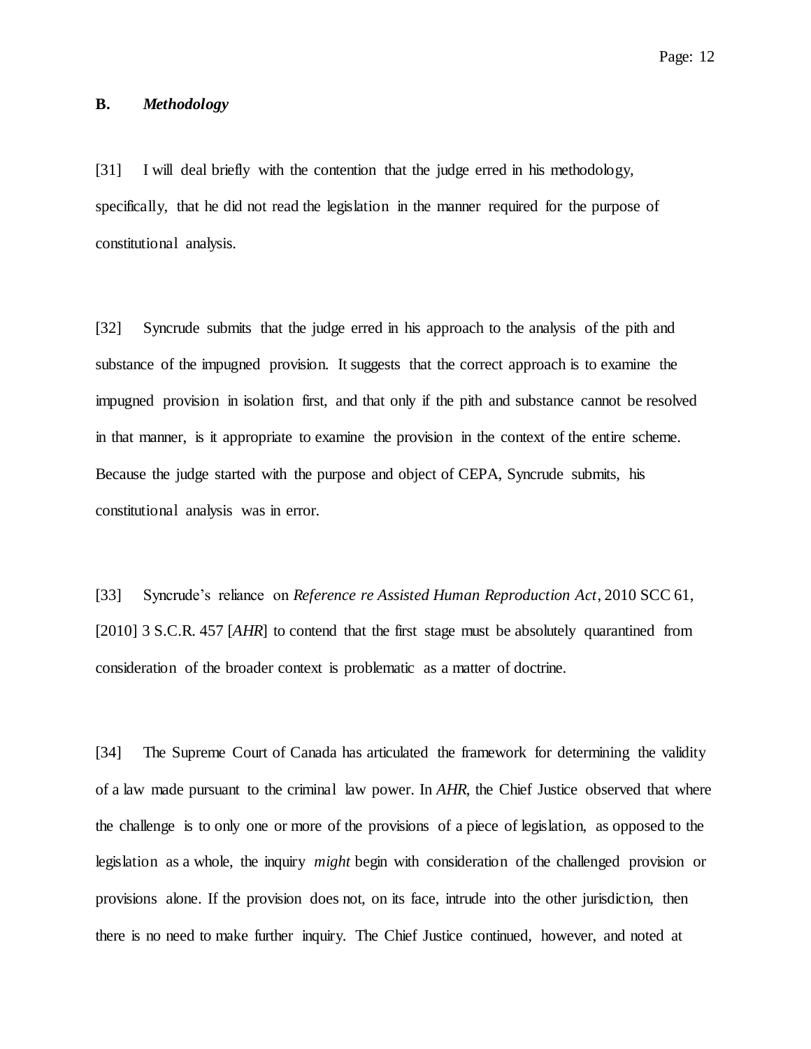## B. *Methodology*

[31] I will deal briefly with the contention that the judge erred in his methodology, specifically, that he did not read the legislation in the manner required for the purpose of constitutional analysis.

[32] Syncrude submits that the judge erred in his approach to the analysis of the pith and substance of the impugned provision. It suggests that the correct approach is to examine the impugned provision in isolation first, and that only if the pith and substance cannot be resolved in that manner, is it appropriate to examine the provision in the context of the entire scheme. Because the judge started with the purpose and object of CEPA, Syncrude submits, his constitutional analysis was in error.

[33] Syncrude's reliance on *Reference re Assisted Human Reproduction Act*, 2010 SCC 61, [2010] 3 S.C.R. 457 [*AHR*] to contend that the first stage must be absolutely quarantined from consideration of the broader context is problematic as a matter of doctrine.

[34] The Supreme Court of Canada has articulated the framework for determining the validity of a law made pursuant to the criminal law power. In *AHR*, the Chief Justice observed that where the challenge is to only one or more of the provisions of a piece of legislation, as opposed to the legislation as a whole, the inquiry *might* begin with consideration of the challenged provision or provisions alone. If the provision does not, on its face, intrude into the other jurisdiction, then there is no need to make further inquiry. The Chief Justice continued, however, and noted at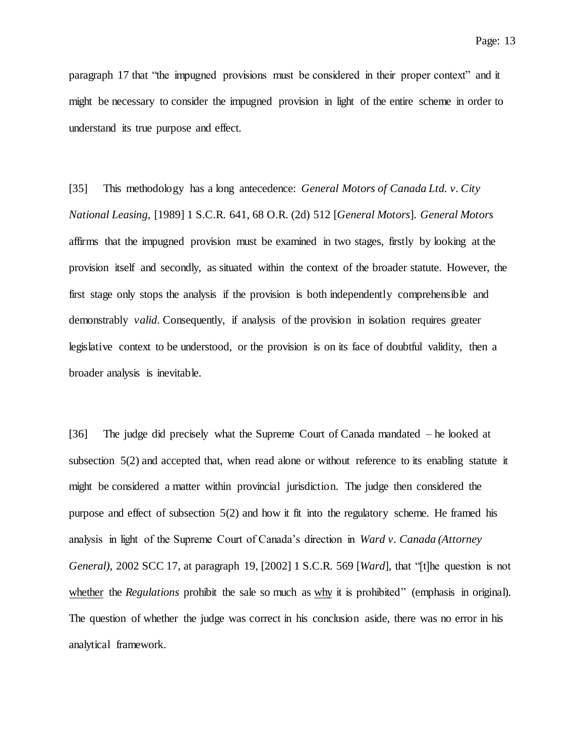paragraph 17 that "the impugned provisions must be considered in their proper context" and it might be necessary to consider the impugned provision in light of the entire scheme in order to understand its true purpose and effect.

[35] This methodology has a long antecedence: *General Motors of Canada Ltd. v. City National Leasing*, [1989] 1 S.C.R. 641, 68 O.R. (2d) 512 [*General Motors*]. *General Motors* affirms that the impugned provision must be examined in two stages, firstly by looking at the provision itself and secondly, as situated within the context of the broader statute. However, the first stage only stops the analysis if the provision is both independently comprehensible and demonstrably *valid*. Consequently, if analysis of the provision in isolation requires greater legislative context to be understood, or the provision is on its face of doubtful validity, then a broader analysis is inevitable.

[36] The judge did precisely what the Supreme Court of Canada mandated – he looked at subsection 5(2) and accepted that, when read alone or without reference to its enabling statute it might be considered a matter within provincial jurisdiction. The judge then considered the purpose and effect of subsection 5(2) and how it fit into the regulatory scheme. He framed his analysis in light of the Supreme Court of Canada's direction in *Ward v. Canada (Attorney General)*, 2002 SCC 17, at paragraph 19, [2002] 1 S.C.R. 569 [*Ward*], that "[t]he question is not <u>whether</u> the *Regulations* prohibit the sale so much as <u>why</u> it is prohibited" (emphasis in original). The question of whether the judge was correct in his conclusion aside, there was no error in his analytical framework.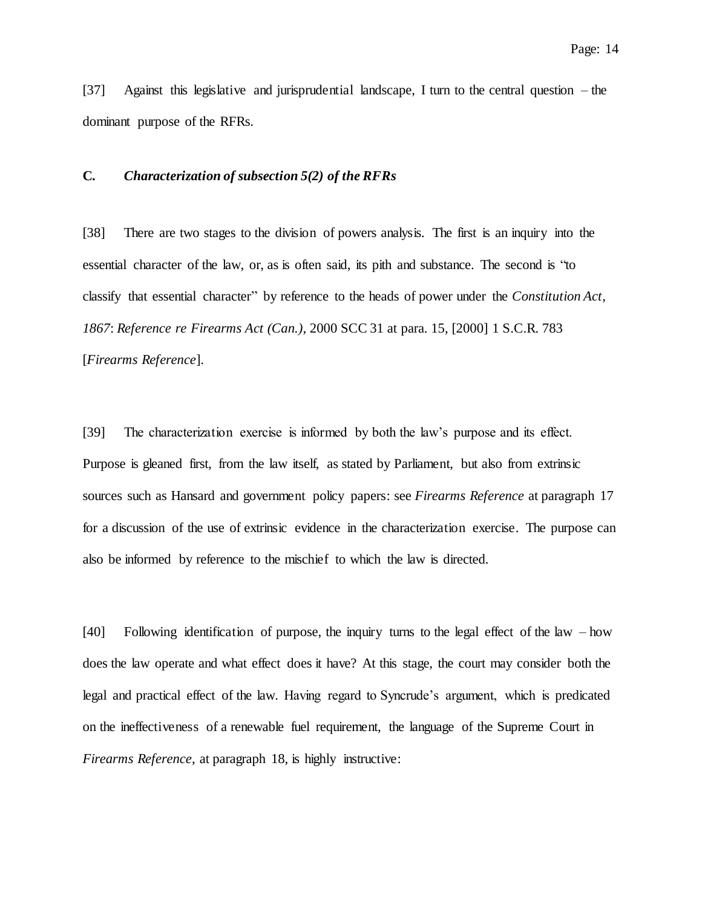[37] Against this legislative and jurisprudential landscape, I turn to the central question – the dominant purpose of the RFRs.

### C. *Characterization of subsection 5(2) of the RFRs*

[38] There are two stages to the division of powers analysis. The first is an inquiry into the essential character of the law, or, as is often said, its pith and substance. The second is "to classify that essential character" by reference to the heads of power under the *Constitution Act, 1867*: *Reference re Firearms Act (Can.)*, 2000 SCC 31 at para. 15, [2000] 1 S.C.R. 783 [*Firearms Reference*].

[39] The characterization exercise is informed by both the law's purpose and its effect. Purpose is gleaned first, from the law itself, as stated by Parliament, but also from extrinsic sources such as Hansard and government policy papers: see *Firearms Reference* at paragraph 17 for a discussion of the use of extrinsic evidence in the characterization exercise. The purpose can also be informed by reference to the mischief to which the law is directed.

[40] Following identification of purpose, the inquiry turns to the legal effect of the law – how does the law operate and what effect does it have? At this stage, the court may consider both the legal and practical effect of the law. Having regard to Syncrude's argument, which is predicated on the ineffectiveness of a renewable fuel requirement, the language of the Supreme Court in *Firearms Reference*, at paragraph 18, is highly instructive: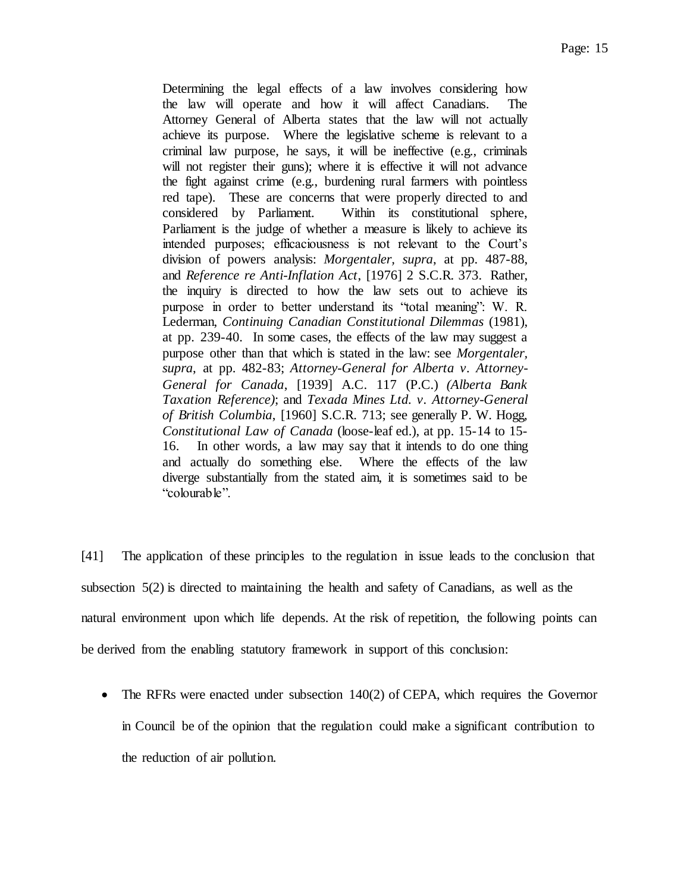> Determining the legal effects of a law involves considering how the law will operate and how it will affect Canadians. The Attorney General of Alberta states that the law will not actually achieve its purpose. Where the legislative scheme is relevant to a criminal law purpose, he says, it will be ineffective (e.g., criminals will not register their guns); where it is effective it will not advance the fight against crime (e.g., burdening rural farmers with pointless red tape). These are concerns that were properly directed to and considered by Parliament. Within its constitutional sphere, Parliament is the judge of whether a measure is likely to achieve its intended purposes; efficaciousness is not relevant to the Court's division of powers analysis: *Morgentaler, supra*, at pp. 487-88, and *Reference re Anti-Inflation Act*, [1976] 2 S.C.R. 373. Rather, the inquiry is directed to how the law sets out to achieve its purpose in order to better understand its "total meaning": W. R. Lederman, *Continuing Canadian Constitutional Dilemmas* (1981), at pp. 239-40. In some cases, the effects of the law may suggest a purpose other than that which is stated in the law: see *Morgentaler, supra*, at pp. 482-83; *Attorney-General for Alberta v. Attorney-General for Canada*, [1939] A.C. 117 (P.C.) (*Alberta Bank Taxation Reference)*; and *Texada Mines Ltd. v. Attorney-General of British Columbia*, [1960] S.C.R. 713; see generally P. W. Hogg, *Constitutional Law of Canada* (loose-leaf ed.), at pp. 15-14 to 15-16. In other words, a law may say that it intends to do one thing and actually do something else. Where the effects of the law diverge substantially from the stated aim, it is sometimes said to be "colourable".

[41] The application of these principles to the regulation in issue leads to the conclusion that subsection 5(2) is directed to maintaining the health and safety of Canadians, as well as the natural environment upon which life depends. At the risk of repetition, the following points can be derived from the enabling statutory framework in support of this conclusion:

- The RFRs were enacted under subsection 140(2) of CEPA, which requires the Governor in Council be of the opinion that the regulation could make a significant contribution to the reduction of air pollution.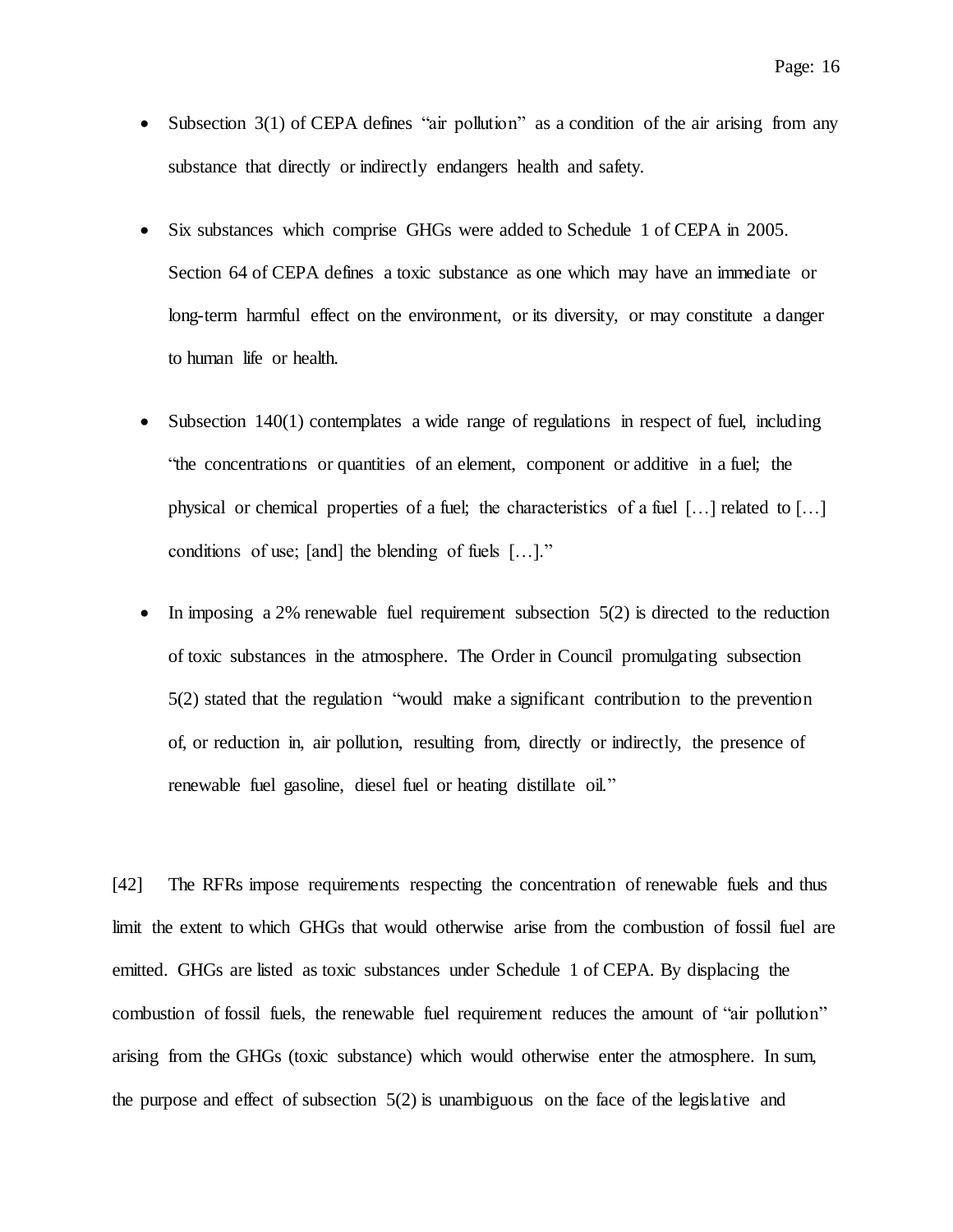- Subsection 3(1) of CEPA defines "air pollution" as a condition of the air arising from any substance that directly or indirectly endangers health and safety.

- Six substances which comprise GHGs were added to Schedule 1 of CEPA in 2005. Section 64 of CEPA defines a toxic substance as one which may have an immediate or long-term harmful effect on the environment, or its diversity, or may constitute a danger to human life or health.

- Subsection 140(1) contemplates a wide range of regulations in respect of fuel, including "the concentrations or quantities of an element, component or additive in a fuel; the physical or chemical properties of a fuel; the characteristics of a fuel […] related to […] conditions of use; [and] the blending of fuels […]."

- In imposing a 2% renewable fuel requirement subsection 5(2) is directed to the reduction of toxic substances in the atmosphere. The Order in Council promulgating subsection 5(2) stated that the regulation "would make a significant contribution to the prevention of, or reduction in, air pollution, resulting from, directly or indirectly, the presence of renewable fuel gasoline, diesel fuel or heating distillate oil."

[42] The RFRs impose requirements respecting the concentration of renewable fuels and thus limit the extent to which GHGs that would otherwise arise from the combustion of fossil fuel are emitted. GHGs are listed as toxic substances under Schedule 1 of CEPA. By displacing the combustion of fossil fuels, the renewable fuel requirement reduces the amount of "air pollution" arising from the GHGs (toxic substance) which would otherwise enter the atmosphere. In sum, the purpose and effect of subsection 5(2) is unambiguous on the face of the legislative and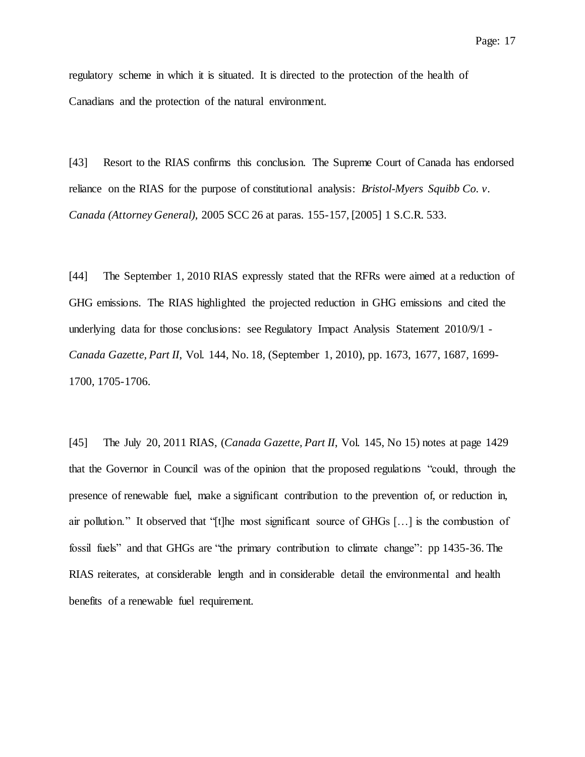regulatory scheme in which it is situated. It is directed to the protection of the health of Canadians and the protection of the natural environment.

[43] Resort to the RIAS confirms this conclusion. The Supreme Court of Canada has endorsed reliance on the RIAS for the purpose of constitutional analysis: *Bristol-Myers Squibb Co. v. Canada (Attorney General),* 2005 SCC 26 at paras. 155-157, [2005] 1 S.C.R. 533.

[44] The September 1, 2010 RIAS expressly stated that the RFRs were aimed at a reduction of GHG emissions. The RIAS highlighted the projected reduction in GHG emissions and cited the underlying data for those conclusions: see Regulatory Impact Analysis Statement 2010/9/1 - *Canada Gazette, Part II,* Vol. 144, No. 18, (September 1, 2010), pp. 1673, 1677, 1687, 1699-1700, 1705-1706.

[45] The July 20, 2011 RIAS, (*Canada Gazette, Part II,* Vol. 145, No 15) notes at page 1429 that the Governor in Council was of the opinion that the proposed regulations "could, through the presence of renewable fuel, make a significant contribution to the prevention of, or reduction in, air pollution." It observed that "[t]he most significant source of GHGs […] is the combustion of fossil fuels" and that GHGs are "the primary contribution to climate change": pp 1435-36. The RIAS reiterates, at considerable length and in considerable detail the environmental and health benefits of a renewable fuel requirement.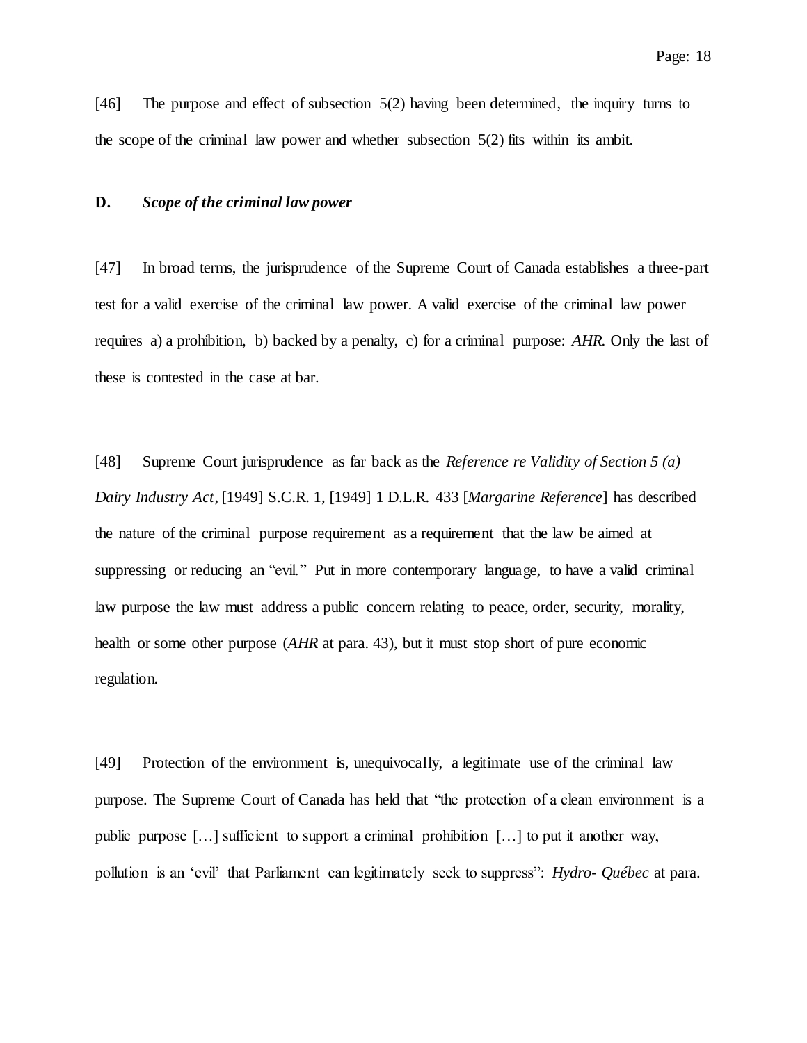[46] The purpose and effect of subsection 5(2) having been determined, the inquiry turns to the scope of the criminal law power and whether subsection 5(2) fits within its ambit.

**D.** ***Scope of the criminal law power***

[47] In broad terms, the jurisprudence of the Supreme Court of Canada establishes a three-part test for a valid exercise of the criminal law power. A valid exercise of the criminal law power requires a) a prohibition, b) backed by a penalty, c) for a criminal purpose: *AHR*. Only the last of these is contested in the case at bar.

[48] Supreme Court jurisprudence as far back as the *Reference re Validity of Section 5 (a) Dairy Industry Act*, [1949] S.C.R. 1, [1949] 1 D.L.R. 433 [*Margarine Reference*] has described the nature of the criminal purpose requirement as a requirement that the law be aimed at suppressing or reducing an "evil." Put in more contemporary language, to have a valid criminal law purpose the law must address a public concern relating to peace, order, security, morality, health or some other purpose (*AHR* at para. 43), but it must stop short of pure economic regulation.

[49] Protection of the environment is, unequivocally, a legitimate use of the criminal law purpose. The Supreme Court of Canada has held that "the protection of a clean environment is a public purpose […] sufficient to support a criminal prohibition […] to put it another way, pollution is an 'evil' that Parliament can legitimately seek to suppress": *Hydro- Québec* at para.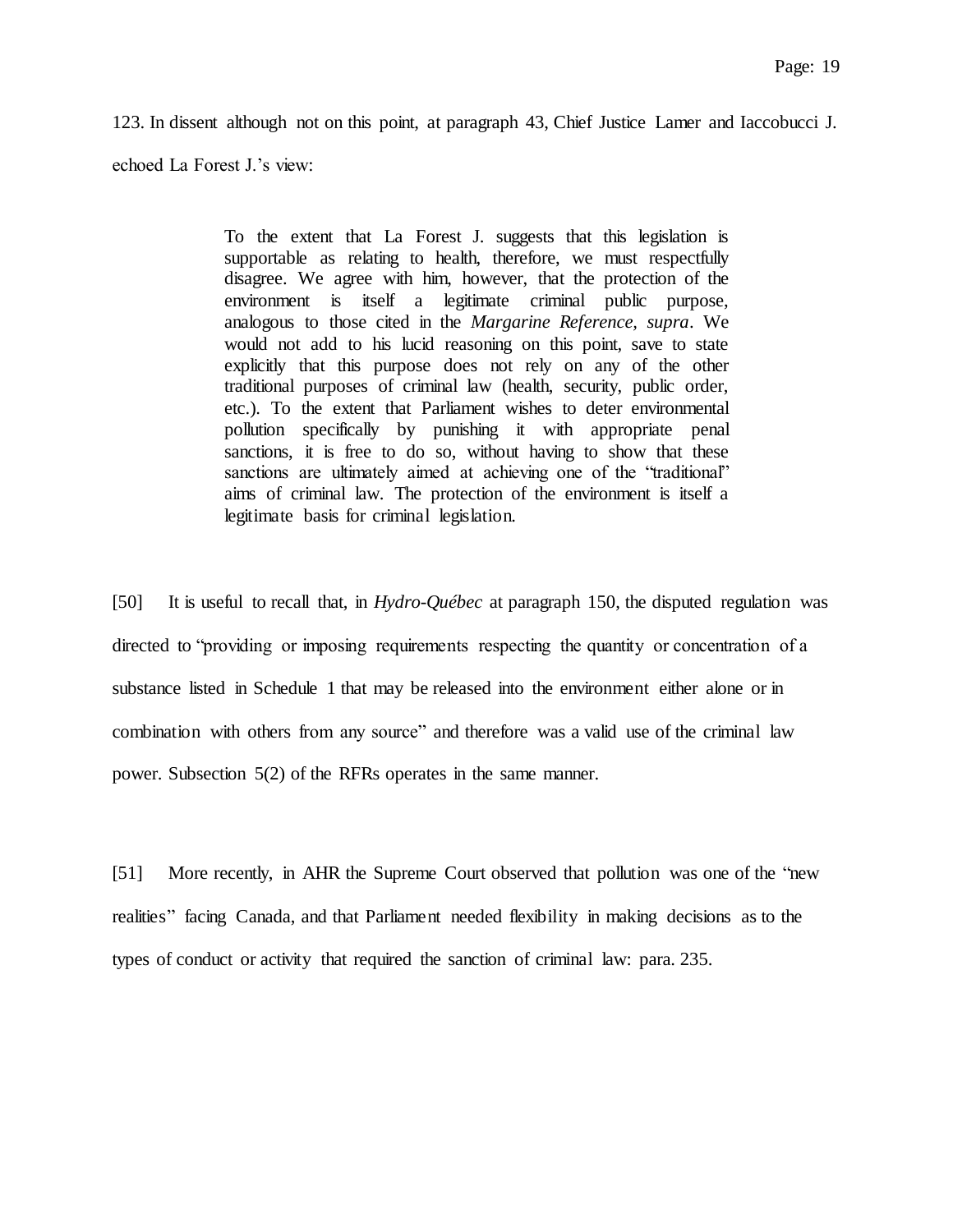123. In dissent although not on this point, at paragraph 43, Chief Justice Lamer and Iaccobucci J. echoed La Forest J.'s view:

> To the extent that La Forest J. suggests that this legislation is supportable as relating to health, therefore, we must respectfully disagree. We agree with him, however, that the protection of the environment is itself a legitimate criminal public purpose, analogous to those cited in the *Margarine Reference, supra*. We would not add to his lucid reasoning on this point, save to state explicitly that this purpose does not rely on any of the other traditional purposes of criminal law (health, security, public order, etc.). To the extent that Parliament wishes to deter environmental pollution specifically by punishing it with appropriate penal sanctions, it is free to do so, without having to show that these sanctions are ultimately aimed at achieving one of the "traditional" aims of criminal law. The protection of the environment is itself a legitimate basis for criminal legislation.

[50] It is useful to recall that, in *Hydro-Québec* at paragraph 150, the disputed regulation was directed to "providing or imposing requirements respecting the quantity or concentration of a substance listed in Schedule 1 that may be released into the environment either alone or in combination with others from any source" and therefore was a valid use of the criminal law power. Subsection 5(2) of the RFRs operates in the same manner.

[51] More recently, in AHR the Supreme Court observed that pollution was one of the "new realities" facing Canada, and that Parliament needed flexibility in making decisions as to the types of conduct or activity that required the sanction of criminal law: para. 235.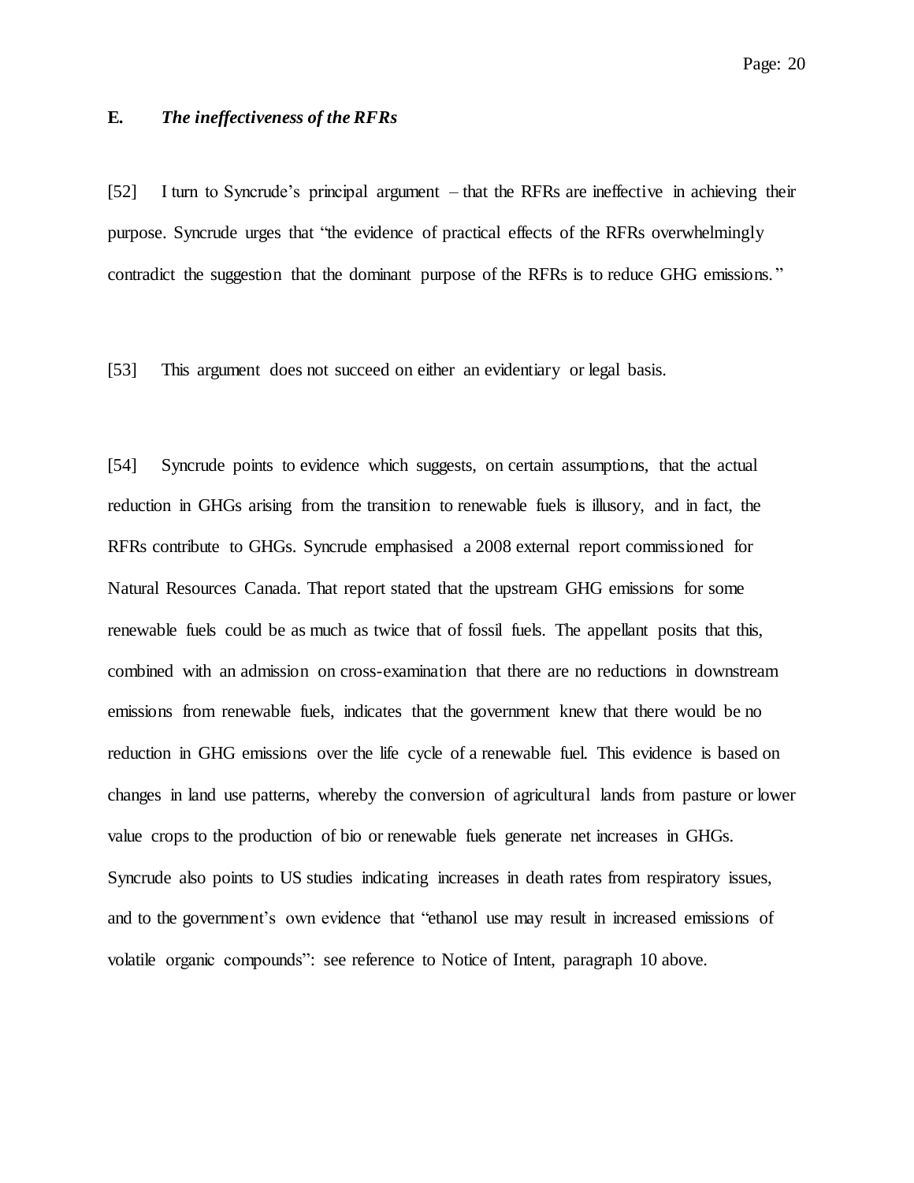## E. *The ineffectiveness of the RFRs*

[52] I turn to Syncrude's principal argument – that the RFRs are ineffective in achieving their purpose. Syncrude urges that "the evidence of practical effects of the RFRs overwhelmingly contradict the suggestion that the dominant purpose of the RFRs is to reduce GHG emissions."

[53] This argument does not succeed on either an evidentiary or legal basis.

[54] Syncrude points to evidence which suggests, on certain assumptions, that the actual reduction in GHGs arising from the transition to renewable fuels is illusory, and in fact, the RFRs contribute to GHGs. Syncrude emphasised a 2008 external report commissioned for Natural Resources Canada. That report stated that the upstream GHG emissions for some renewable fuels could be as much as twice that of fossil fuels. The appellant posits that this, combined with an admission on cross-examination that there are no reductions in downstream emissions from renewable fuels, indicates that the government knew that there would be no reduction in GHG emissions over the life cycle of a renewable fuel. This evidence is based on changes in land use patterns, whereby the conversion of agricultural lands from pasture or lower value crops to the production of bio or renewable fuels generate net increases in GHGs. Syncrude also points to US studies indicating increases in death rates from respiratory issues, and to the government's own evidence that "ethanol use may result in increased emissions of volatile organic compounds": see reference to Notice of Intent, paragraph 10 above.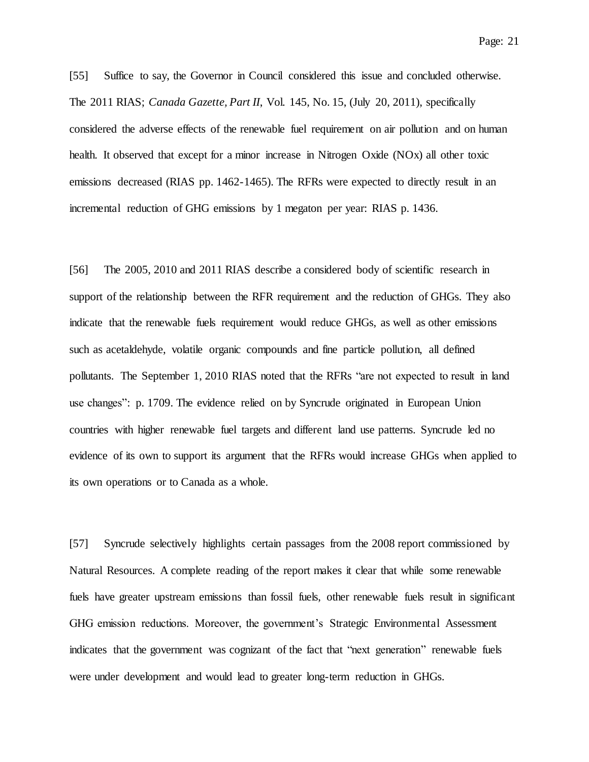[55] Suffice to say, the Governor in Council considered this issue and concluded otherwise. The 2011 RIAS; *Canada Gazette, Part II*, Vol. 145, No. 15, (July 20, 2011), specifically considered the adverse effects of the renewable fuel requirement on air pollution and on human health. It observed that except for a minor increase in Nitrogen Oxide (NOx) all other toxic emissions decreased (RIAS pp. 1462-1465). The RFRs were expected to directly result in an incremental reduction of GHG emissions by 1 megaton per year: RIAS p. 1436.

[56] The 2005, 2010 and 2011 RIAS describe a considered body of scientific research in support of the relationship between the RFR requirement and the reduction of GHGs. They also indicate that the renewable fuels requirement would reduce GHGs, as well as other emissions such as acetaldehyde, volatile organic compounds and fine particle pollution, all defined pollutants. The September 1, 2010 RIAS noted that the RFRs "are not expected to result in land use changes": p. 1709. The evidence relied on by Syncrude originated in European Union countries with higher renewable fuel targets and different land use patterns. Syncrude led no evidence of its own to support its argument that the RFRs would increase GHGs when applied to its own operations or to Canada as a whole.

[57] Syncrude selectively highlights certain passages from the 2008 report commissioned by Natural Resources. A complete reading of the report makes it clear that while some renewable fuels have greater upstream emissions than fossil fuels, other renewable fuels result in significant GHG emission reductions. Moreover, the government's Strategic Environmental Assessment indicates that the government was cognizant of the fact that "next generation" renewable fuels were under development and would lead to greater long-term reduction in GHGs.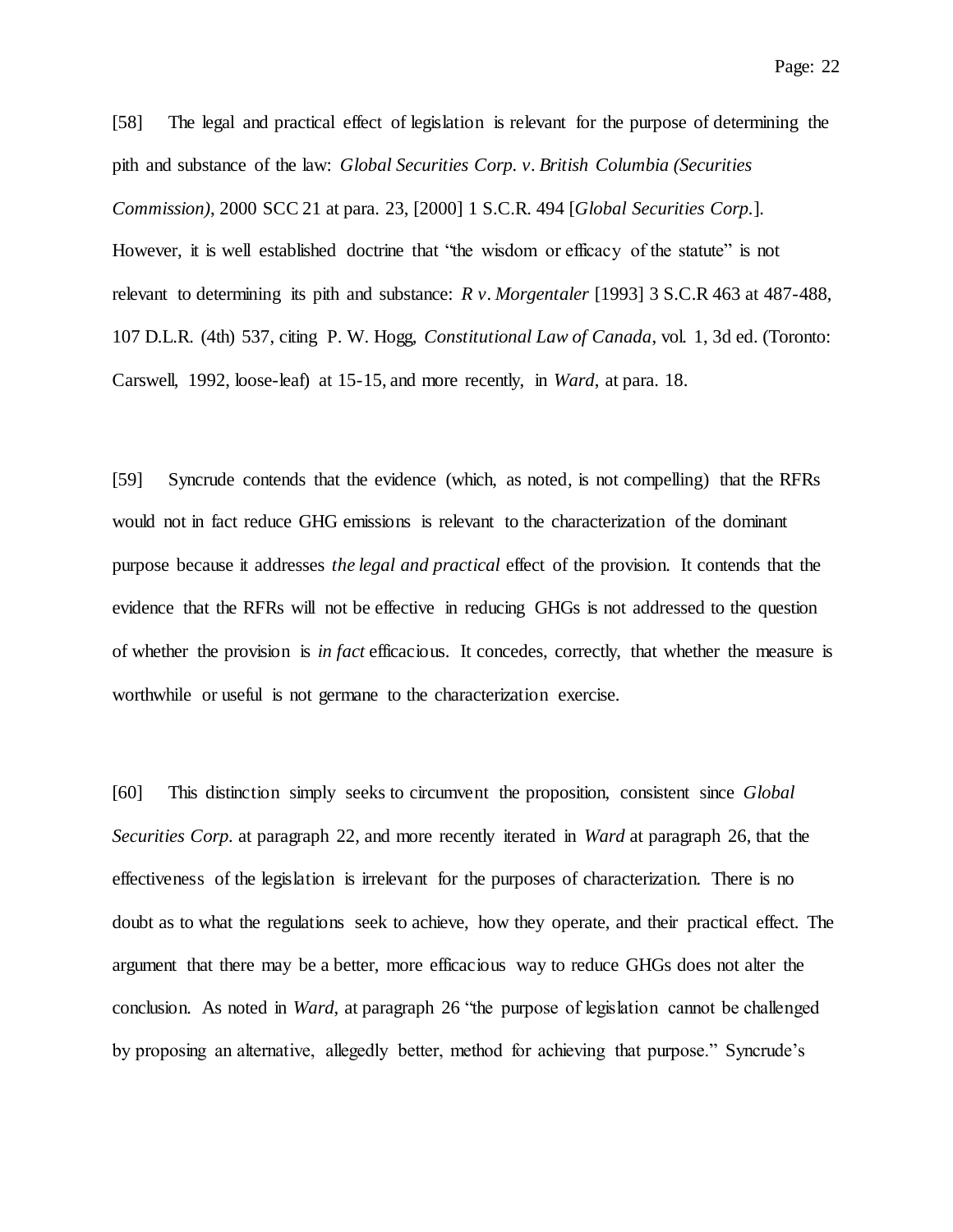[58] The legal and practical effect of legislation is relevant for the purpose of determining the pith and substance of the law: *Global Securities Corp. v. British Columbia (Securities Commission)*, 2000 SCC 21 at para. 23, [2000] 1 S.C.R. 494 [*Global Securities Corp.*]. However, it is well established doctrine that "the wisdom or efficacy of the statute" is not relevant to determining its pith and substance: *R v. Morgentaler* [1993] 3 S.C.R 463 at 487-488, 107 D.L.R. (4th) 537, citing P. W. Hogg, *Constitutional Law of Canada*, vol. 1, 3d ed. (Toronto: Carswell, 1992, loose-leaf) at 15-15, and more recently, in *Ward*, at para. 18.

[59] Syncrude contends that the evidence (which, as noted, is not compelling) that the RFRs would not in fact reduce GHG emissions is relevant to the characterization of the dominant purpose because it addresses *the legal and practical* effect of the provision. It contends that the evidence that the RFRs will not be effective in reducing GHGs is not addressed to the question of whether the provision is *in fact* efficacious. It concedes, correctly, that whether the measure is worthwhile or useful is not germane to the characterization exercise.

[60] This distinction simply seeks to circumvent the proposition, consistent since *Global Securities Corp.* at paragraph 22, and more recently iterated in *Ward* at paragraph 26, that the effectiveness of the legislation is irrelevant for the purposes of characterization. There is no doubt as to what the regulations seek to achieve, how they operate, and their practical effect. The argument that there may be a better, more efficacious way to reduce GHGs does not alter the conclusion. As noted in *Ward*, at paragraph 26 "the purpose of legislation cannot be challenged by proposing an alternative, allegedly better, method for achieving that purpose." Syncrude's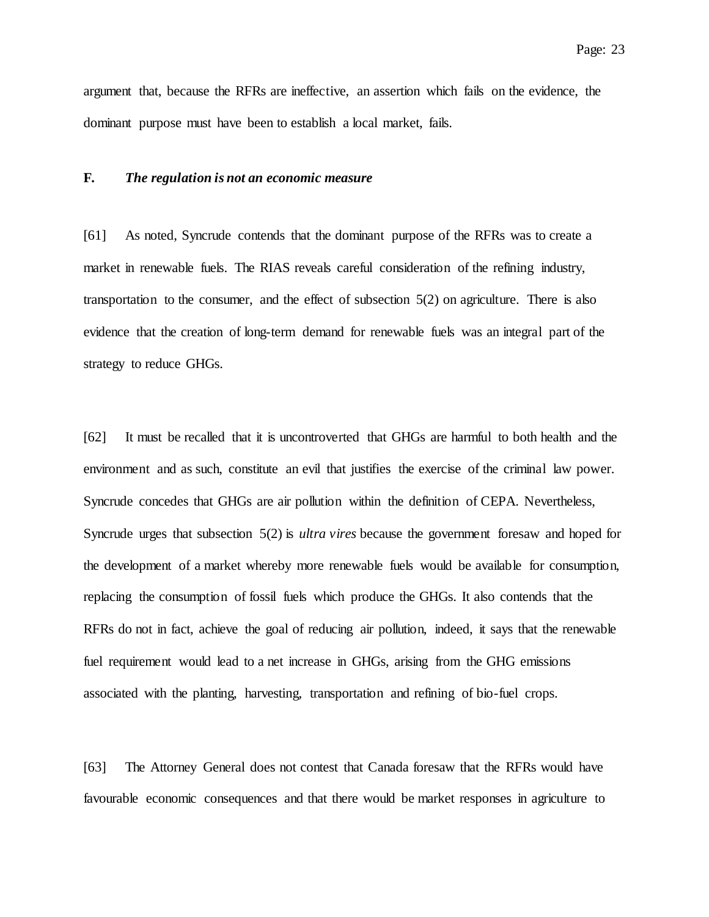argument that, because the RFRs are ineffective, an assertion which fails on the evidence, the dominant purpose must have been to establish a local market, fails.

### F. *The regulation is not an economic measure*

[61] As noted, Syncrude contends that the dominant purpose of the RFRs was to create a market in renewable fuels. The RIAS reveals careful consideration of the refining industry, transportation to the consumer, and the effect of subsection 5(2) on agriculture. There is also evidence that the creation of long-term demand for renewable fuels was an integral part of the strategy to reduce GHGs.

[62] It must be recalled that it is uncontroverted that GHGs are harmful to both health and the environment and as such, constitute an evil that justifies the exercise of the criminal law power. Syncrude concedes that GHGs are air pollution within the definition of CEPA. Nevertheless, Syncrude urges that subsection 5(2) is *ultra vires* because the government foresaw and hoped for the development of a market whereby more renewable fuels would be available for consumption, replacing the consumption of fossil fuels which produce the GHGs. It also contends that the RFRs do not in fact, achieve the goal of reducing air pollution, indeed, it says that the renewable fuel requirement would lead to a net increase in GHGs, arising from the GHG emissions associated with the planting, harvesting, transportation and refining of bio-fuel crops.

[63] The Attorney General does not contest that Canada foresaw that the RFRs would have favourable economic consequences and that there would be market responses in agriculture to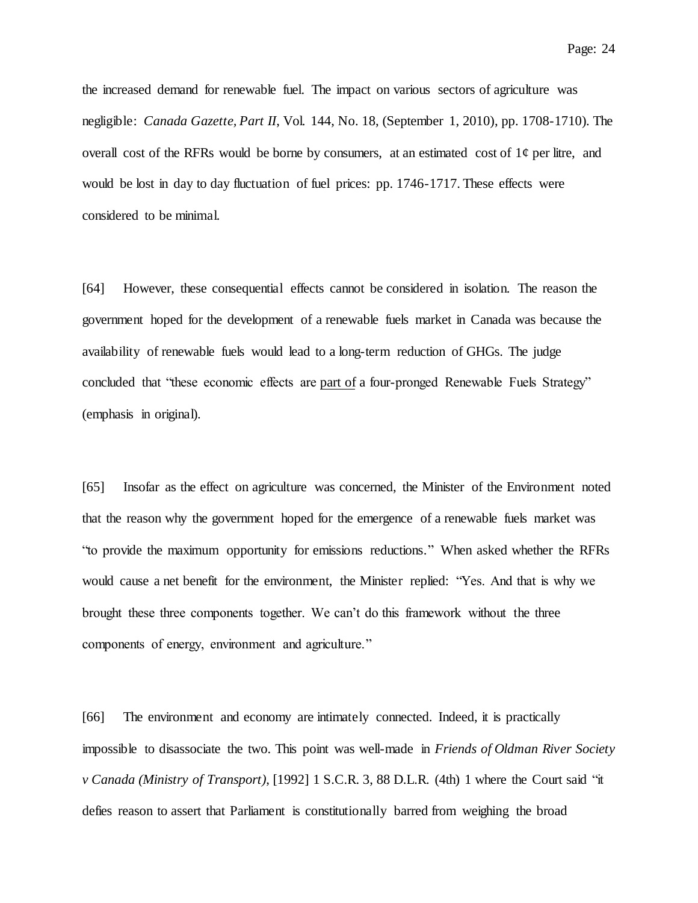the increased demand for renewable fuel. The impact on various sectors of agriculture was negligible: *Canada Gazette, Part II*, Vol. 144, No. 18, (September 1, 2010), pp. 1708-1710). The overall cost of the RFRs would be borne by consumers, at an estimated cost of 1¢ per litre, and would be lost in day to day fluctuation of fuel prices: pp. 1746-1717. These effects were considered to be minimal.

[64] However, these consequential effects cannot be considered in isolation. The reason the government hoped for the development of a renewable fuels market in Canada was because the availability of renewable fuels would lead to a long-term reduction of GHGs. The judge concluded that "these economic effects are <u>part of</u> a four-pronged Renewable Fuels Strategy" (emphasis in original).

[65] Insofar as the effect on agriculture was concerned, the Minister of the Environment noted that the reason why the government hoped for the emergence of a renewable fuels market was "to provide the maximum opportunity for emissions reductions." When asked whether the RFRs would cause a net benefit for the environment, the Minister replied: "Yes. And that is why we brought these three components together. We can't do this framework without the three components of energy, environment and agriculture."

[66] The environment and economy are intimately connected. Indeed, it is practically impossible to disassociate the two. This point was well-made in *Friends of Oldman River Society v Canada (Ministry of Transport)*, [1992] 1 S.C.R. 3, 88 D.L.R. (4th) 1 where the Court said "it defies reason to assert that Parliament is constitutionally barred from weighing the broad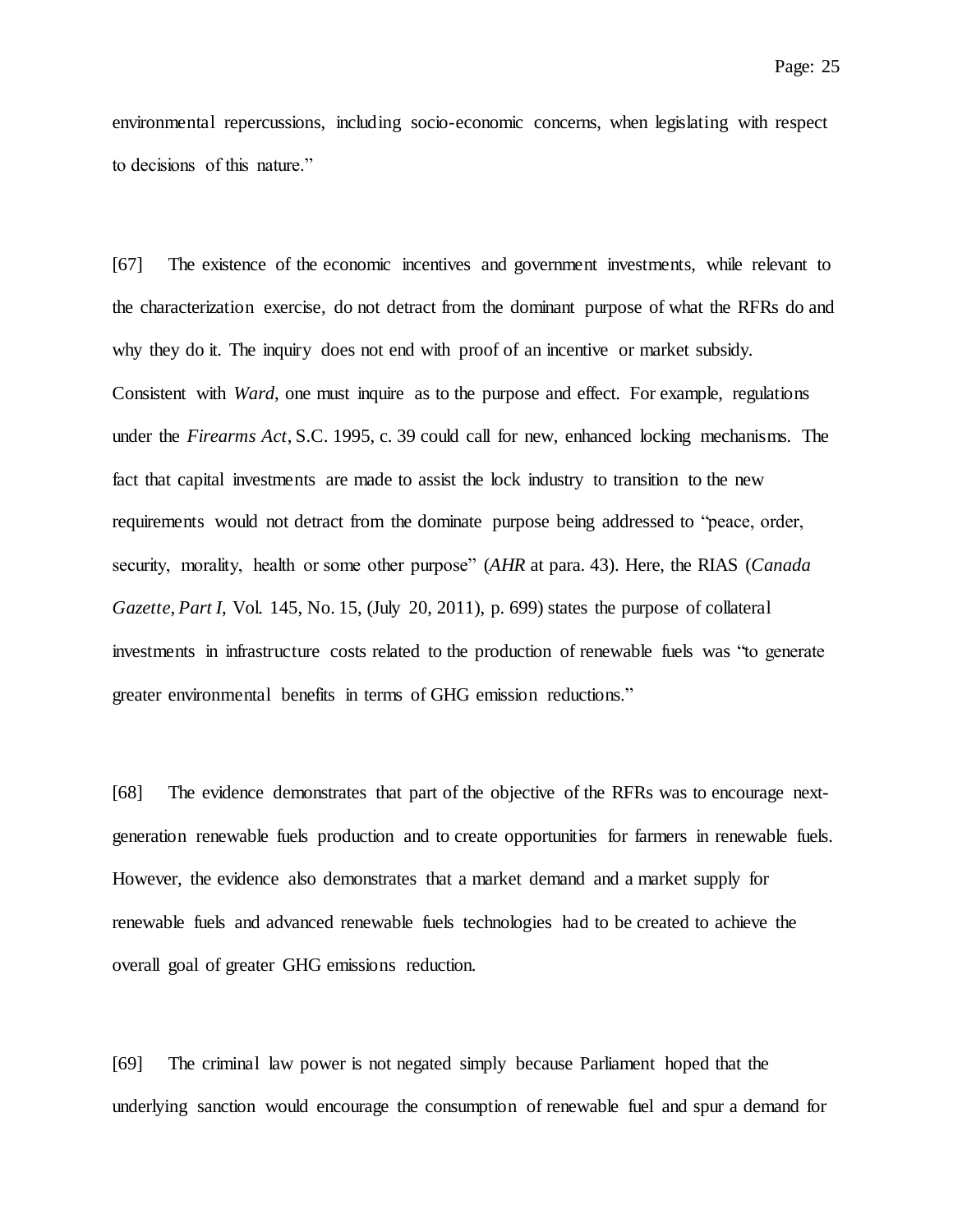environmental repercussions, including socio-economic concerns, when legislating with respect to decisions of this nature."

[67] The existence of the economic incentives and government investments, while relevant to the characterization exercise, do not detract from the dominant purpose of what the RFRs do and why they do it. The inquiry does not end with proof of an incentive or market subsidy. Consistent with *Ward*, one must inquire as to the purpose and effect. For example, regulations under the *Firearms Act*, S.C. 1995, c. 39 could call for new, enhanced locking mechanisms. The fact that capital investments are made to assist the lock industry to transition to the new requirements would not detract from the dominate purpose being addressed to "peace, order, security, morality, health or some other purpose" (*AHR* at para. 43). Here, the RIAS (*Canada Gazette, Part I*, Vol. 145, No. 15, (July 20, 2011), p. 699) states the purpose of collateral investments in infrastructure costs related to the production of renewable fuels was "to generate greater environmental benefits in terms of GHG emission reductions."

[68] The evidence demonstrates that part of the objective of the RFRs was to encourage next-generation renewable fuels production and to create opportunities for farmers in renewable fuels. However, the evidence also demonstrates that a market demand and a market supply for renewable fuels and advanced renewable fuels technologies had to be created to achieve the overall goal of greater GHG emissions reduction.

[69] The criminal law power is not negated simply because Parliament hoped that the underlying sanction would encourage the consumption of renewable fuel and spur a demand for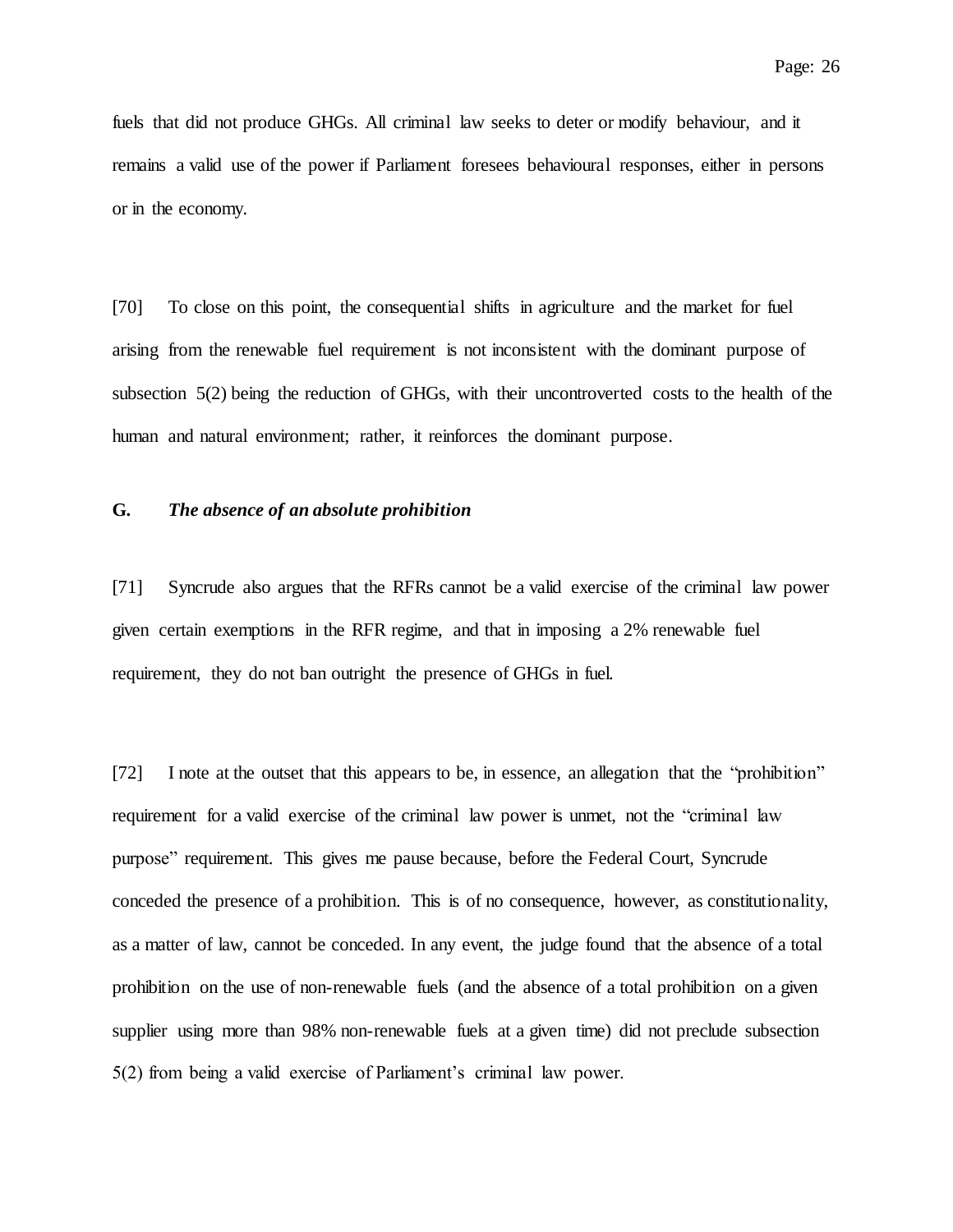fuels that did not produce GHGs. All criminal law seeks to deter or modify behaviour, and it remains a valid use of the power if Parliament foresees behavioural responses, either in persons or in the economy.

[70] To close on this point, the consequential shifts in agriculture and the market for fuel arising from the renewable fuel requirement is not inconsistent with the dominant purpose of subsection 5(2) being the reduction of GHGs, with their uncontroverted costs to the health of the human and natural environment; rather, it reinforces the dominant purpose.

### G. *The absence of an absolute prohibition*

[71] Syncrude also argues that the RFRs cannot be a valid exercise of the criminal law power given certain exemptions in the RFR regime, and that in imposing a 2% renewable fuel requirement, they do not ban outright the presence of GHGs in fuel.

[72] I note at the outset that this appears to be, in essence, an allegation that the "prohibition" requirement for a valid exercise of the criminal law power is unmet, not the "criminal law purpose" requirement. This gives me pause because, before the Federal Court, Syncrude conceded the presence of a prohibition. This is of no consequence, however, as constitutionality, as a matter of law, cannot be conceded. In any event, the judge found that the absence of a total prohibition on the use of non-renewable fuels (and the absence of a total prohibition on a given supplier using more than 98% non-renewable fuels at a given time) did not preclude subsection 5(2) from being a valid exercise of Parliament's criminal law power.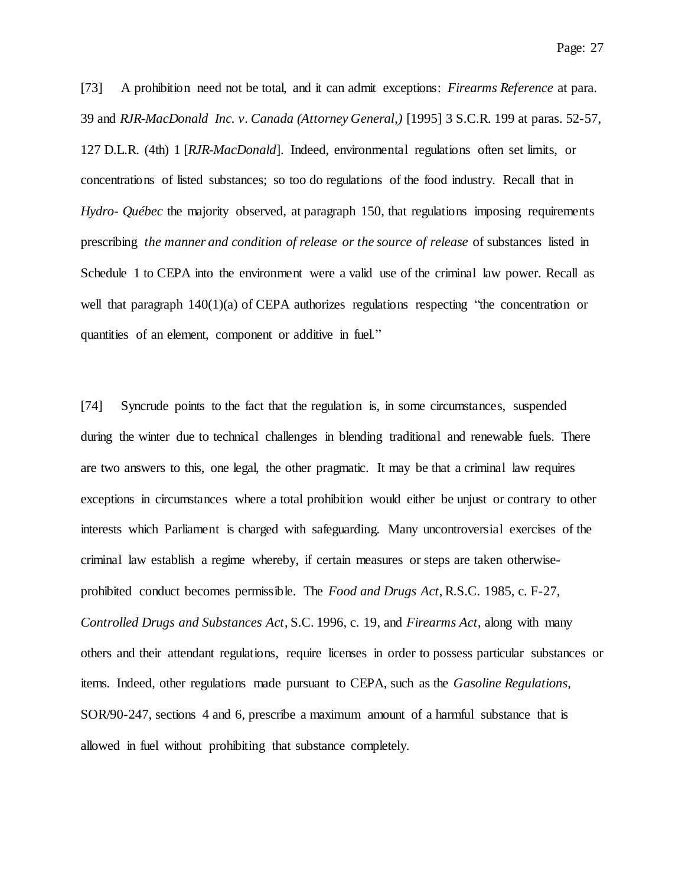[73] A prohibition need not be total, and it can admit exceptions: *Firearms Reference* at para. 39 and *RJR-MacDonald Inc. v. Canada (Attorney General,)* [1995] 3 S.C.R. 199 at paras. 52-57, 127 D.L.R. (4th) 1 [*RJR-MacDonald*]. Indeed, environmental regulations often set limits, or concentrations of listed substances; so too do regulations of the food industry. Recall that in *Hydro- Québec* the majority observed, at paragraph 150, that regulations imposing requirements prescribing *the manner and condition of release or the source of release* of substances listed in Schedule 1 to CEPA into the environment were a valid use of the criminal law power. Recall as well that paragraph 140(1)(a) of CEPA authorizes regulations respecting "the concentration or quantities of an element, component or additive in fuel."

[74] Syncrude points to the fact that the regulation is, in some circumstances, suspended during the winter due to technical challenges in blending traditional and renewable fuels. There are two answers to this, one legal, the other pragmatic. It may be that a criminal law requires exceptions in circumstances where a total prohibition would either be unjust or contrary to other interests which Parliament is charged with safeguarding. Many uncontroversial exercises of the criminal law establish a regime whereby, if certain measures or steps are taken otherwise-prohibited conduct becomes permissible. The *Food and Drugs Act*, R.S.C. 1985, c. F-27, *Controlled Drugs and Substances Act*, S.C. 1996, c. 19, and *Firearms Act*, along with many others and their attendant regulations, require licenses in order to possess particular substances or items. Indeed, other regulations made pursuant to CEPA, such as the *Gasoline Regulations*, SOR/90-247, sections 4 and 6, prescribe a maximum amount of a harmful substance that is allowed in fuel without prohibiting that substance completely.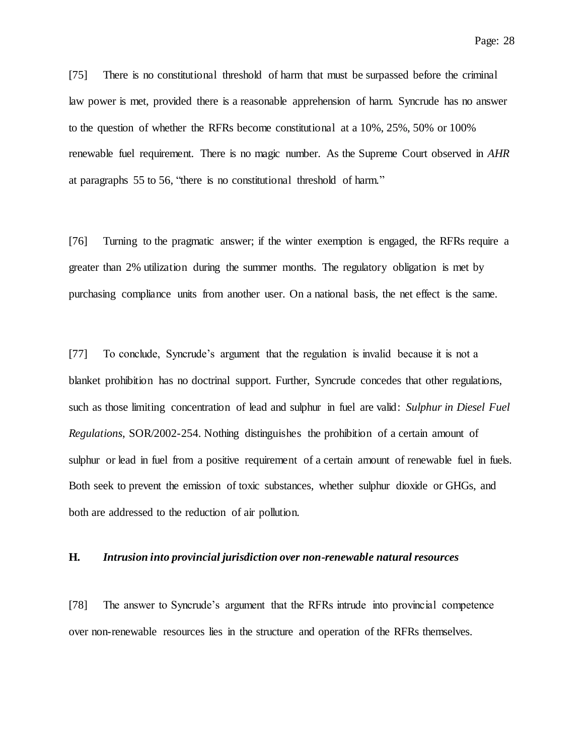[75] There is no constitutional threshold of harm that must be surpassed before the criminal law power is met, provided there is a reasonable apprehension of harm. Syncrude has no answer to the question of whether the RFRs become constitutional at a 10%, 25%, 50% or 100% renewable fuel requirement. There is no magic number. As the Supreme Court observed in *AHR* at paragraphs 55 to 56, "there is no constitutional threshold of harm."

[76] Turning to the pragmatic answer; if the winter exemption is engaged, the RFRs require a greater than 2% utilization during the summer months. The regulatory obligation is met by purchasing compliance units from another user. On a national basis, the net effect is the same.

[77] To conclude, Syncrude's argument that the regulation is invalid because it is not a blanket prohibition has no doctrinal support. Further, Syncrude concedes that other regulations, such as those limiting concentration of lead and sulphur in fuel are valid: *Sulphur in Diesel Fuel Regulations*, SOR/2002-254. Nothing distinguishes the prohibition of a certain amount of sulphur or lead in fuel from a positive requirement of a certain amount of renewable fuel in fuels. Both seek to prevent the emission of toxic substances, whether sulphur dioxide or GHGs, and both are addressed to the reduction of air pollution.

### H. *Intrusion into provincial jurisdiction over non-renewable natural resources*

[78] The answer to Syncrude's argument that the RFRs intrude into provincial competence over non-renewable resources lies in the structure and operation of the RFRs themselves.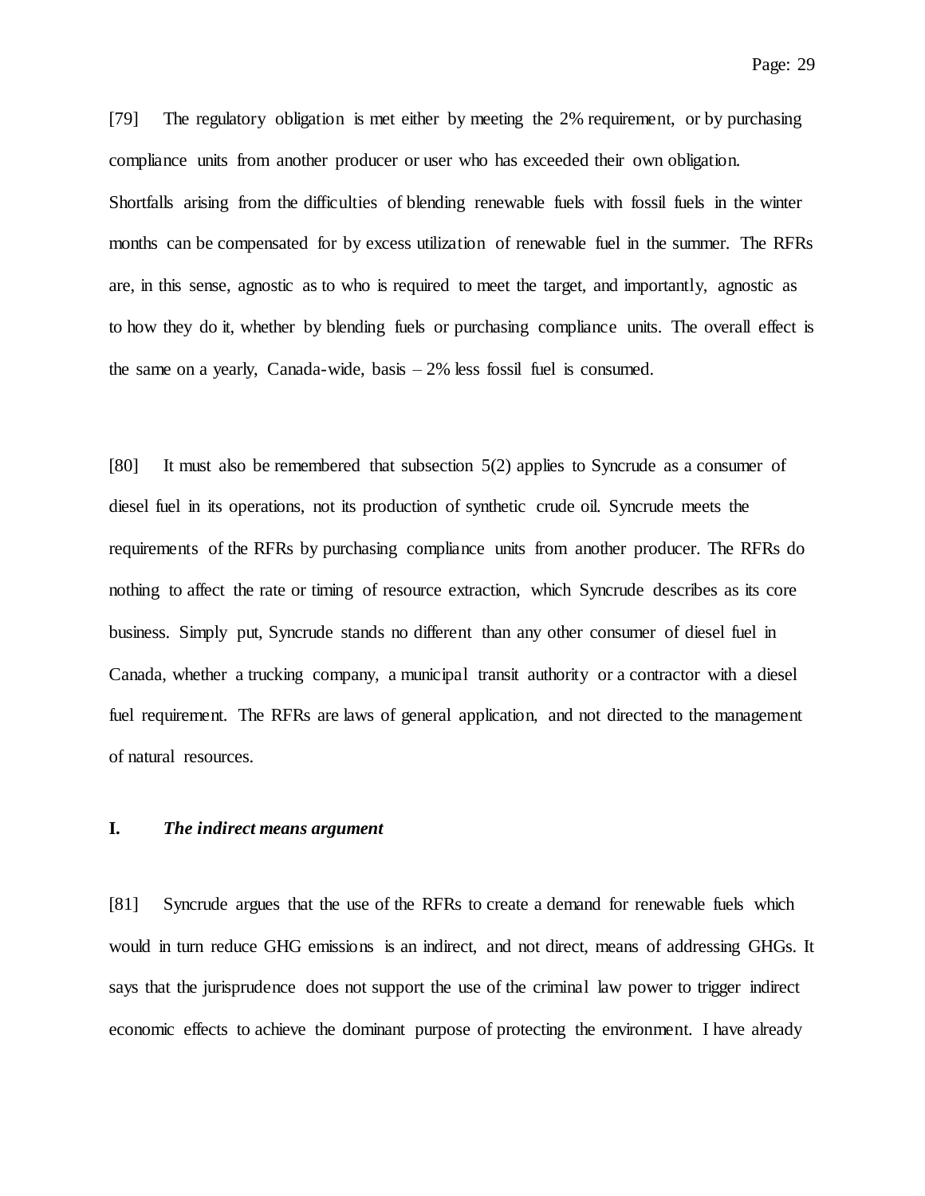[79] The regulatory obligation is met either by meeting the 2% requirement, or by purchasing compliance units from another producer or user who has exceeded their own obligation. Shortfalls arising from the difficulties of blending renewable fuels with fossil fuels in the winter months can be compensated for by excess utilization of renewable fuel in the summer. The RFRs are, in this sense, agnostic as to who is required to meet the target, and importantly, agnostic as to how they do it, whether by blending fuels or purchasing compliance units. The overall effect is the same on a yearly, Canada-wide, basis – 2% less fossil fuel is consumed.

[80] It must also be remembered that subsection 5(2) applies to Syncrude as a consumer of diesel fuel in its operations, not its production of synthetic crude oil. Syncrude meets the requirements of the RFRs by purchasing compliance units from another producer. The RFRs do nothing to affect the rate or timing of resource extraction, which Syncrude describes as its core business. Simply put, Syncrude stands no different than any other consumer of diesel fuel in Canada, whether a trucking company, a municipal transit authority or a contractor with a diesel fuel requirement. The RFRs are laws of general application, and not directed to the management of natural resources.

### I. *The indirect means argument*

[81] Syncrude argues that the use of the RFRs to create a demand for renewable fuels which would in turn reduce GHG emissions is an indirect, and not direct, means of addressing GHGs. It says that the jurisprudence does not support the use of the criminal law power to trigger indirect economic effects to achieve the dominant purpose of protecting the environment. I have already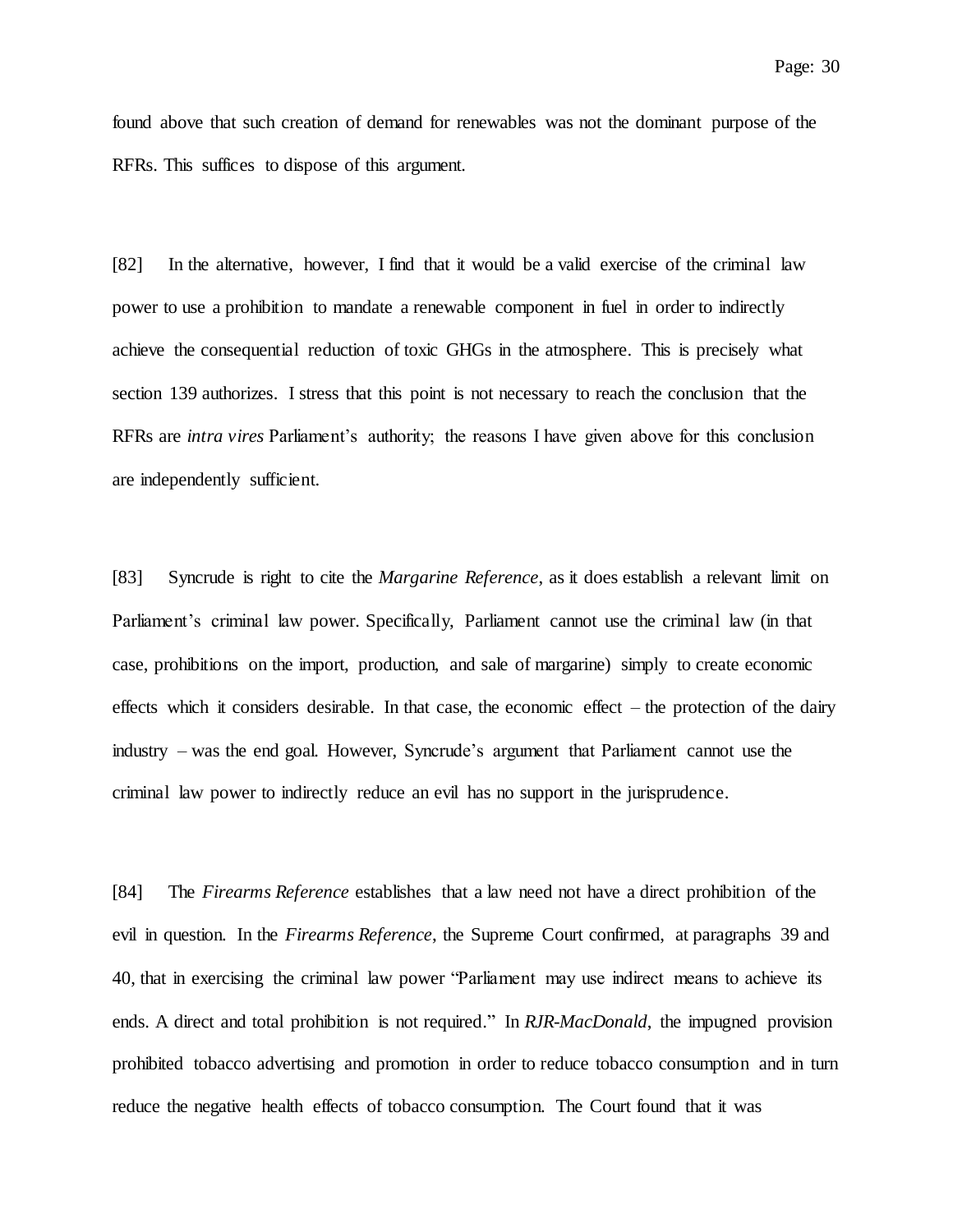found above that such creation of demand for renewables was not the dominant purpose of the RFRs. This suffices to dispose of this argument.

[82] In the alternative, however, I find that it would be a valid exercise of the criminal law power to use a prohibition to mandate a renewable component in fuel in order to indirectly achieve the consequential reduction of toxic GHGs in the atmosphere. This is precisely what section 139 authorizes. I stress that this point is not necessary to reach the conclusion that the RFRs are *intra vires* Parliament's authority; the reasons I have given above for this conclusion are independently sufficient.

[83] Syncrude is right to cite the *Margarine Reference*, as it does establish a relevant limit on Parliament's criminal law power. Specifically, Parliament cannot use the criminal law (in that case, prohibitions on the import, production, and sale of margarine) simply to create economic effects which it considers desirable. In that case, the economic effect – the protection of the dairy industry – was the end goal. However, Syncrude's argument that Parliament cannot use the criminal law power to indirectly reduce an evil has no support in the jurisprudence.

[84] The *Firearms Reference* establishes that a law need not have a direct prohibition of the evil in question. In the *Firearms Reference*, the Supreme Court confirmed, at paragraphs 39 and 40, that in exercising the criminal law power "Parliament may use indirect means to achieve its ends. A direct and total prohibition is not required." In *RJR-MacDonald*, the impugned provision prohibited tobacco advertising and promotion in order to reduce tobacco consumption and in turn reduce the negative health effects of tobacco consumption. The Court found that it was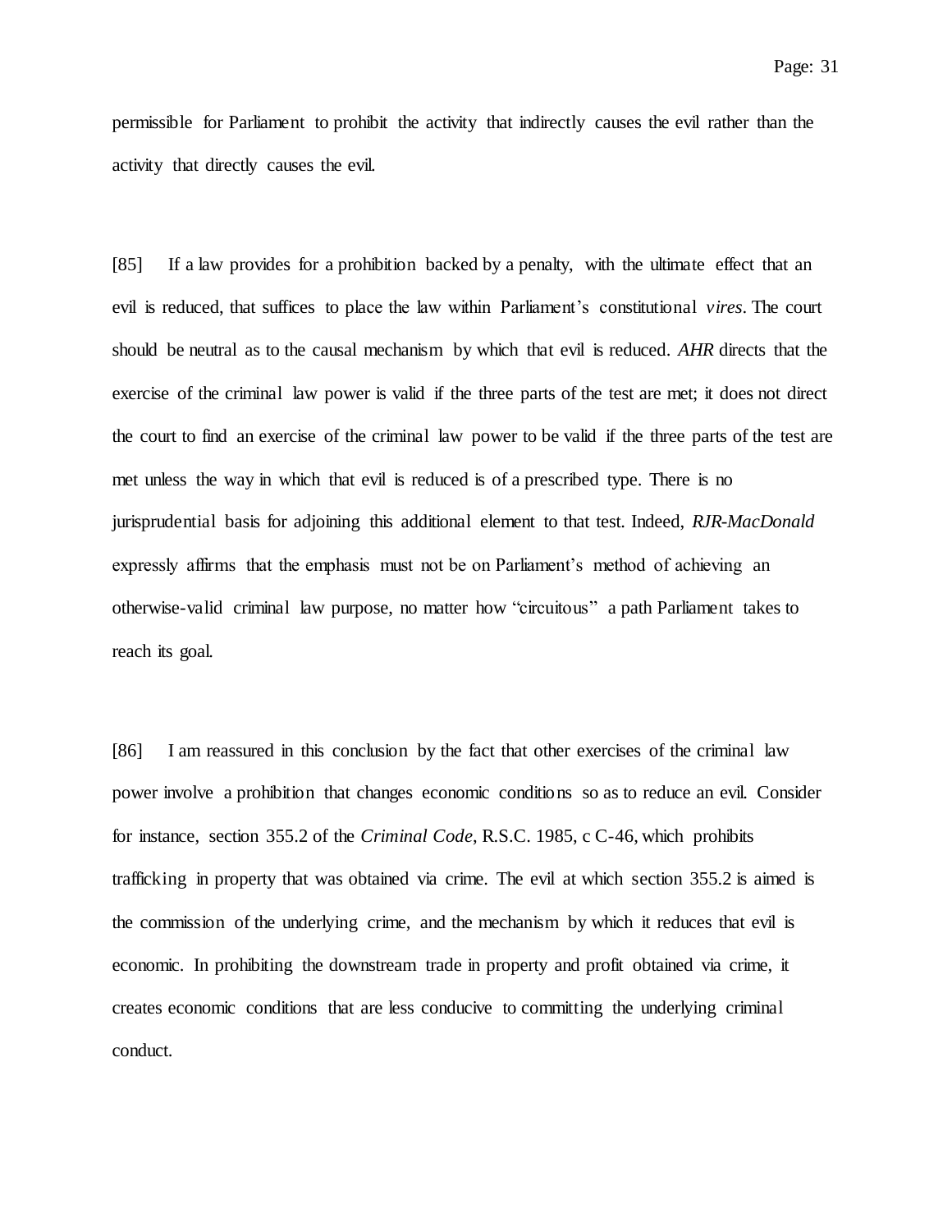permissible for Parliament to prohibit the activity that indirectly causes the evil rather than the activity that directly causes the evil.

[85] If a law provides for a prohibition backed by a penalty, with the ultimate effect that an evil is reduced, that suffices to place the law within Parliament's constitutional *vires*. The court should be neutral as to the causal mechanism by which that evil is reduced. *AHR* directs that the exercise of the criminal law power is valid if the three parts of the test are met; it does not direct the court to find an exercise of the criminal law power to be valid if the three parts of the test are met unless the way in which that evil is reduced is of a prescribed type. There is no jurisprudential basis for adjoining this additional element to that test. Indeed, *RJR-MacDonald* expressly affirms that the emphasis must not be on Parliament's method of achieving an otherwise-valid criminal law purpose, no matter how "circuitous" a path Parliament takes to reach its goal.

[86] I am reassured in this conclusion by the fact that other exercises of the criminal law power involve a prohibition that changes economic conditions so as to reduce an evil. Consider for instance, section 355.2 of the *Criminal Code*, R.S.C. 1985, c C-46, which prohibits trafficking in property that was obtained via crime. The evil at which section 355.2 is aimed is the commission of the underlying crime, and the mechanism by which it reduces that evil is economic. In prohibiting the downstream trade in property and profit obtained via crime, it creates economic conditions that are less conducive to committing the underlying criminal conduct.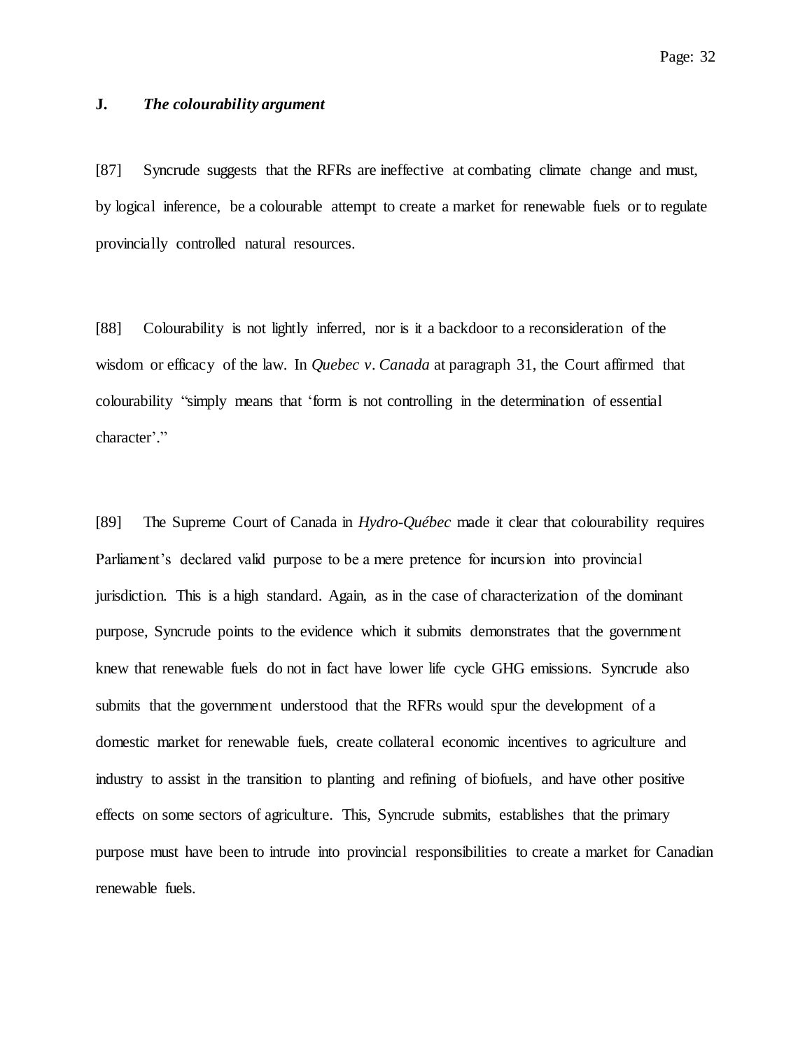## J. *The colourability argument*

[87] Syncrude suggests that the RFRs are ineffective at combating climate change and must, by logical inference, be a colourable attempt to create a market for renewable fuels or to regulate provincially controlled natural resources.

[88] Colourability is not lightly inferred, nor is it a backdoor to a reconsideration of the wisdom or efficacy of the law. In *Quebec v. Canada* at paragraph 31, the Court affirmed that colourability "simply means that 'form is not controlling in the determination of essential character'."

[89] The Supreme Court of Canada in *Hydro-Québec* made it clear that colourability requires Parliament's declared valid purpose to be a mere pretence for incursion into provincial jurisdiction. This is a high standard. Again, as in the case of characterization of the dominant purpose, Syncrude points to the evidence which it submits demonstrates that the government knew that renewable fuels do not in fact have lower life cycle GHG emissions. Syncrude also submits that the government understood that the RFRs would spur the development of a domestic market for renewable fuels, create collateral economic incentives to agriculture and industry to assist in the transition to planting and refining of biofuels, and have other positive effects on some sectors of agriculture. This, Syncrude submits, establishes that the primary purpose must have been to intrude into provincial responsibilities to create a market for Canadian renewable fuels.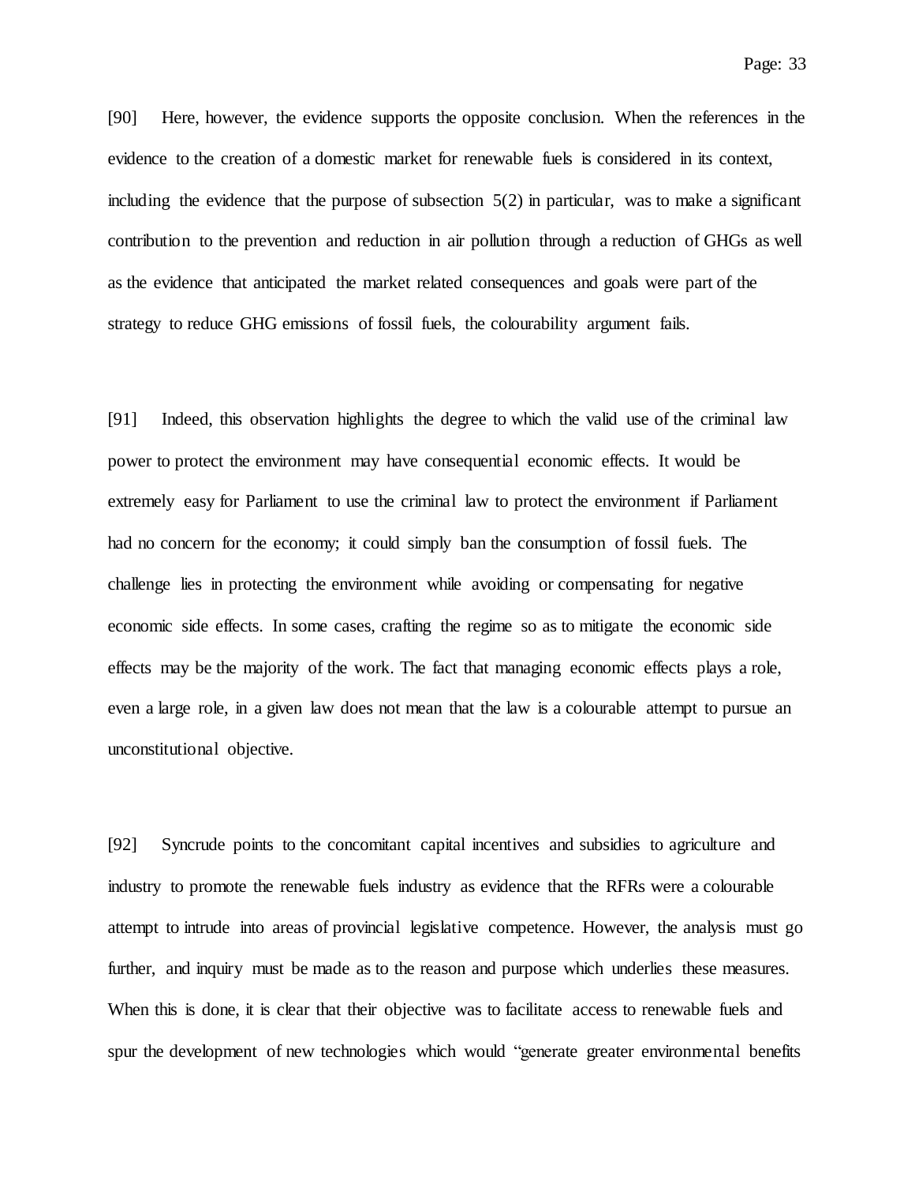[90] Here, however, the evidence supports the opposite conclusion. When the references in the evidence to the creation of a domestic market for renewable fuels is considered in its context, including the evidence that the purpose of subsection 5(2) in particular, was to make a significant contribution to the prevention and reduction in air pollution through a reduction of GHGs as well as the evidence that anticipated the market related consequences and goals were part of the strategy to reduce GHG emissions of fossil fuels, the colourability argument fails.

[91] Indeed, this observation highlights the degree to which the valid use of the criminal law power to protect the environment may have consequential economic effects. It would be extremely easy for Parliament to use the criminal law to protect the environment if Parliament had no concern for the economy; it could simply ban the consumption of fossil fuels. The challenge lies in protecting the environment while avoiding or compensating for negative economic side effects. In some cases, crafting the regime so as to mitigate the economic side effects may be the majority of the work. The fact that managing economic effects plays a role, even a large role, in a given law does not mean that the law is a colourable attempt to pursue an unconstitutional objective.

[92] Syncrude points to the concomitant capital incentives and subsidies to agriculture and industry to promote the renewable fuels industry as evidence that the RFRs were a colourable attempt to intrude into areas of provincial legislative competence. However, the analysis must go further, and inquiry must be made as to the reason and purpose which underlies these measures. When this is done, it is clear that their objective was to facilitate access to renewable fuels and spur the development of new technologies which would "generate greater environmental benefits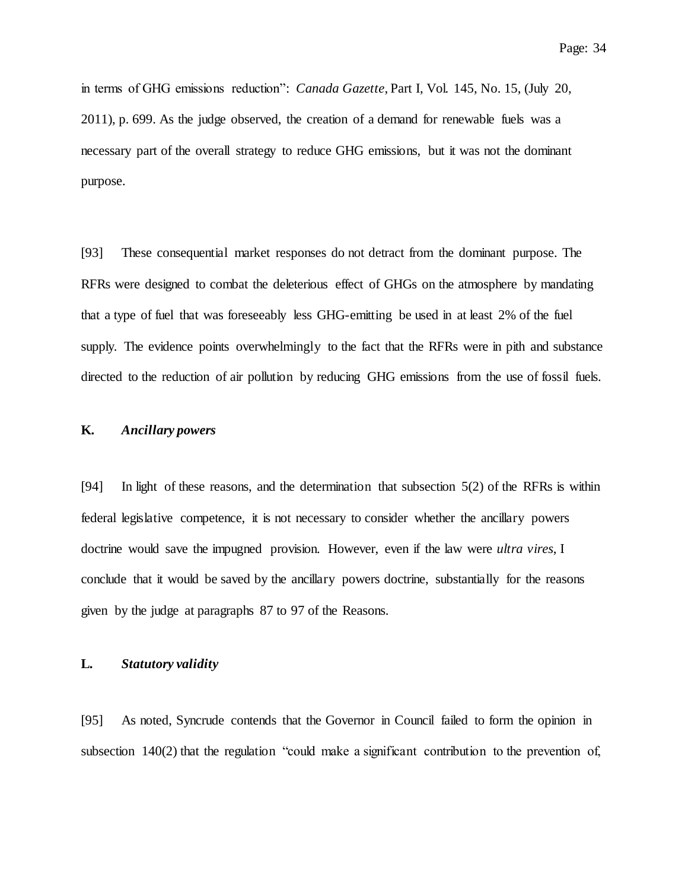in terms of GHG emissions reduction": *Canada Gazette*, Part I, Vol. 145, No. 15, (July 20, 2011), p. 699. As the judge observed, the creation of a demand for renewable fuels was a necessary part of the overall strategy to reduce GHG emissions, but it was not the dominant purpose.

[93] These consequential market responses do not detract from the dominant purpose. The RFRs were designed to combat the deleterious effect of GHGs on the atmosphere by mandating that a type of fuel that was foreseeably less GHG-emitting be used in at least 2% of the fuel supply. The evidence points overwhelmingly to the fact that the RFRs were in pith and substance directed to the reduction of air pollution by reducing GHG emissions from the use of fossil fuels.

### K. *Ancillary powers*

[94] In light of these reasons, and the determination that subsection 5(2) of the RFRs is within federal legislative competence, it is not necessary to consider whether the ancillary powers doctrine would save the impugned provision. However, even if the law were *ultra vires*, I conclude that it would be saved by the ancillary powers doctrine, substantially for the reasons given by the judge at paragraphs 87 to 97 of the Reasons.

### L. *Statutory validity*

[95] As noted, Syncrude contends that the Governor in Council failed to form the opinion in subsection 140(2) that the regulation "could make a significant contribution to the prevention of,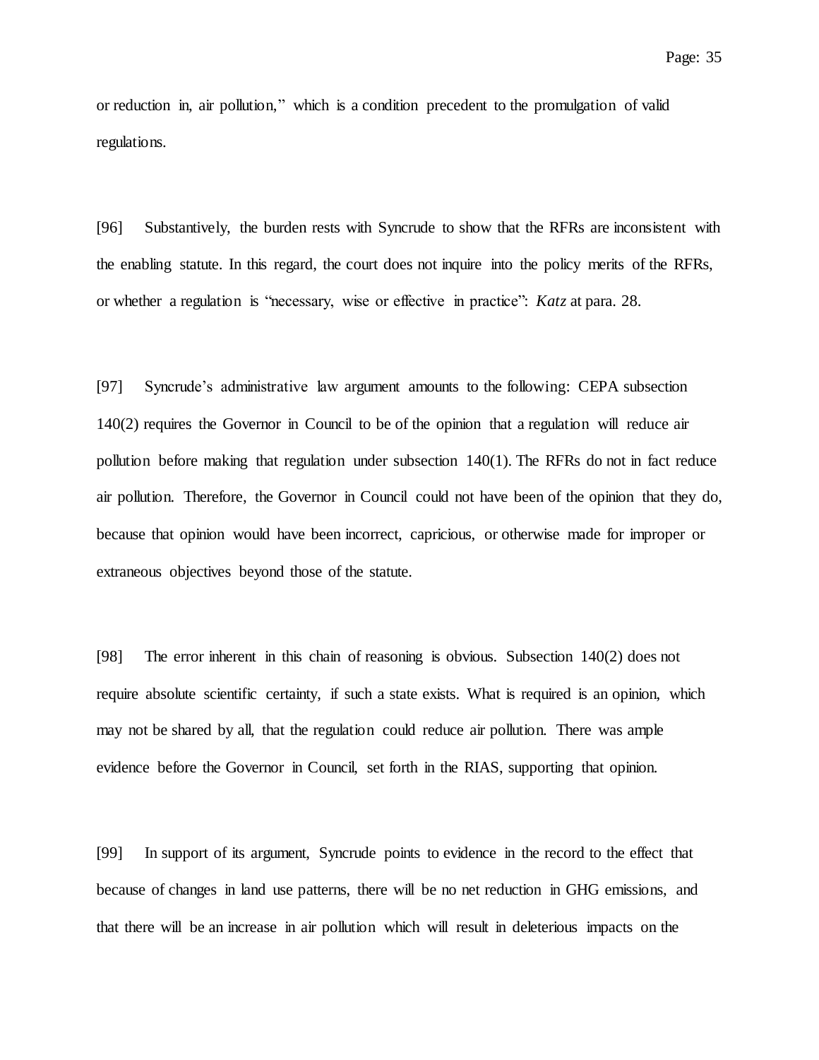or reduction in, air pollution," which is a condition precedent to the promulgation of valid regulations.

[96] Substantively, the burden rests with Syncrude to show that the RFRs are inconsistent with the enabling statute. In this regard, the court does not inquire into the policy merits of the RFRs, or whether a regulation is "necessary, wise or effective in practice": *Katz* at para. 28.

[97] Syncrude's administrative law argument amounts to the following: CEPA subsection 140(2) requires the Governor in Council to be of the opinion that a regulation will reduce air pollution before making that regulation under subsection 140(1). The RFRs do not in fact reduce air pollution. Therefore, the Governor in Council could not have been of the opinion that they do, because that opinion would have been incorrect, capricious, or otherwise made for improper or extraneous objectives beyond those of the statute.

[98] The error inherent in this chain of reasoning is obvious. Subsection 140(2) does not require absolute scientific certainty, if such a state exists. What is required is an opinion, which may not be shared by all, that the regulation could reduce air pollution. There was ample evidence before the Governor in Council, set forth in the RIAS, supporting that opinion.

[99] In support of its argument, Syncrude points to evidence in the record to the effect that because of changes in land use patterns, there will be no net reduction in GHG emissions, and that there will be an increase in air pollution which will result in deleterious impacts on the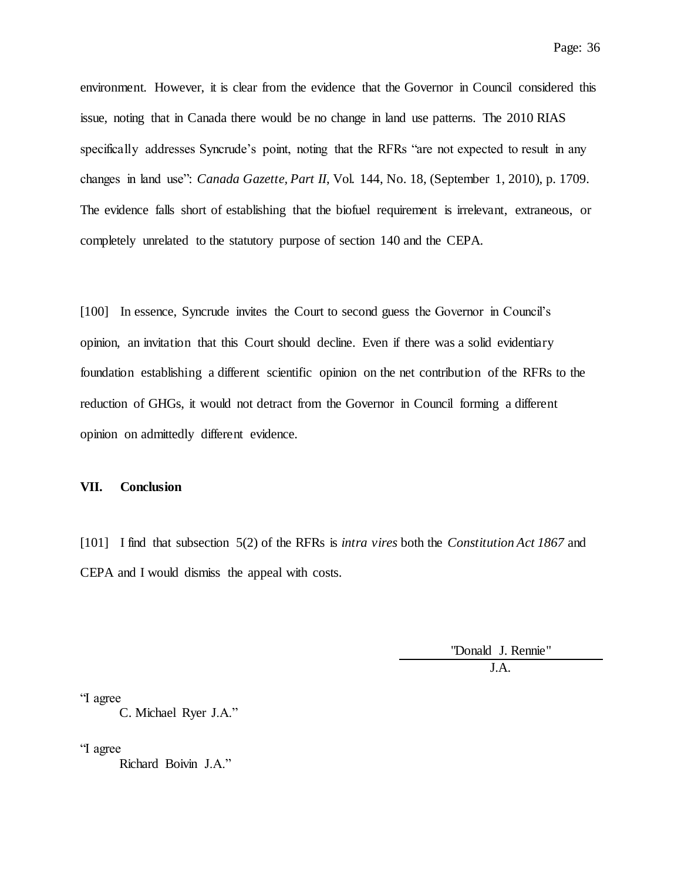environment. However, it is clear from the evidence that the Governor in Council considered this issue, noting that in Canada there would be no change in land use patterns. The 2010 RIAS specifically addresses Syncrude's point, noting that the RFRs "are not expected to result in any changes in land use": *Canada Gazette, Part II*, Vol. 144, No. 18, (September 1, 2010), p. 1709. The evidence falls short of establishing that the biofuel requirement is irrelevant, extraneous, or completely unrelated to the statutory purpose of section 140 and the CEPA.

[100] In essence, Syncrude invites the Court to second guess the Governor in Council's opinion, an invitation that this Court should decline. Even if there was a solid evidentiary foundation establishing a different scientific opinion on the net contribution of the RFRs to the reduction of GHGs, it would not detract from the Governor in Council forming a different opinion on admittedly different evidence.

## VII. Conclusion

[101] I find that subsection 5(2) of the RFRs is *intra vires* both the *Constitution Act 1867* and CEPA and I would dismiss the appeal with costs.

"Donald J. Rennie"

J.A.

"I agree

C. Michael Ryer J.A."

"I agree

Richard Boivin J.A."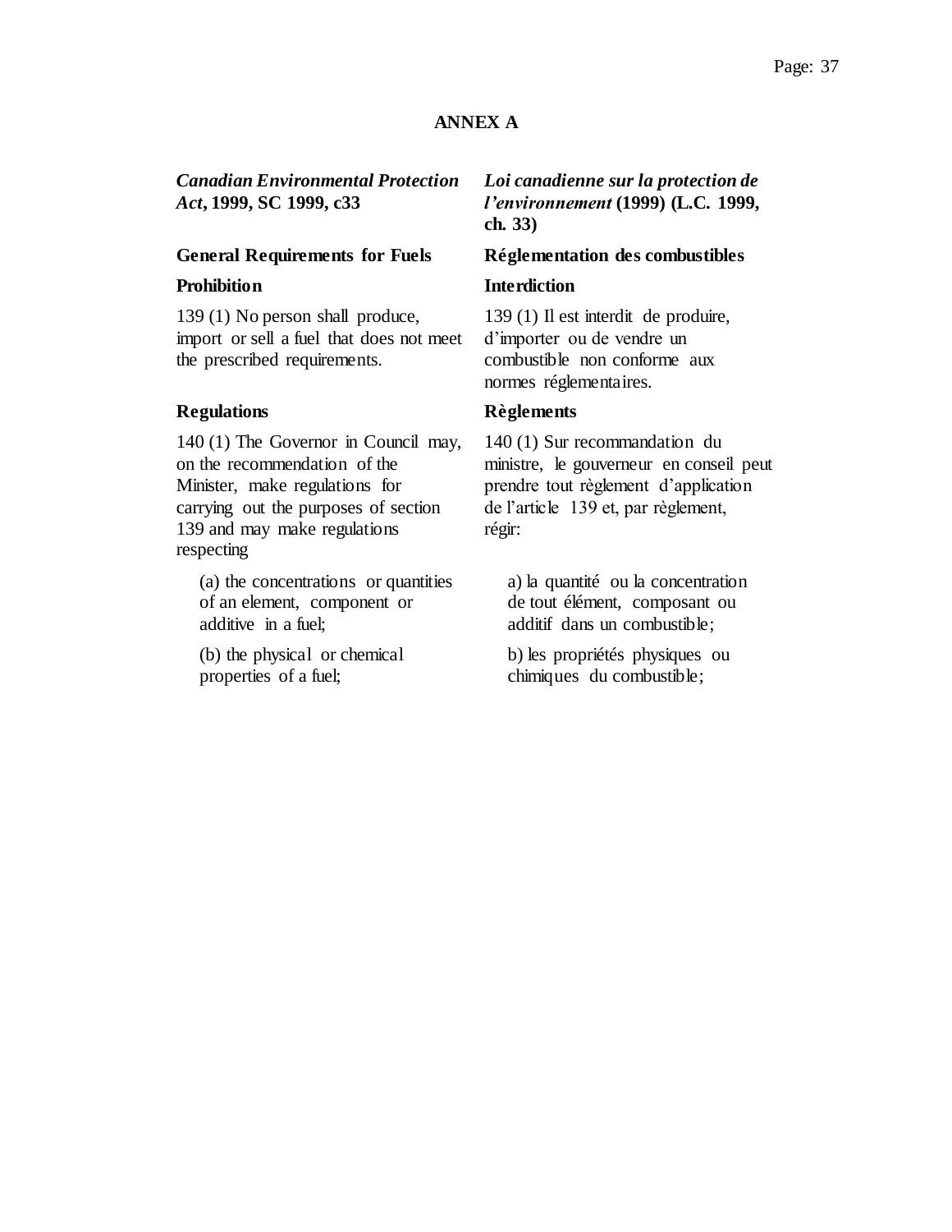## ANNEX A

***Canadian Environmental Protection Act*, 1999, SC 1999, c33**

**General Requirements for Fuels**

**Prohibition**

139 (1) No person shall produce, import or sell a fuel that does not meet the prescribed requirements.

**Regulations**

140 (1) The Governor in Council may, on the recommendation of the Minister, make regulations for carrying out the purposes of section 139 and may make regulations respecting

(a) the concentrations or quantities of an element, component or additive in a fuel;

(b) the physical or chemical properties of a fuel;

***Loi canadienne sur la protection de l'environnement* (1999) (L.C. 1999, ch. 33)**

**Réglementation des combustibles**

**Interdiction**

139 (1) Il est interdit de produire, d'importer ou de vendre un combustible non conforme aux normes réglementaires.

**Règlements**

140 (1) Sur recommandation du ministre, le gouverneur en conseil peut prendre tout règlement d'application de l'article 139 et, par règlement, régir:

a) la quantité ou la concentration de tout élément, composant ou additif dans un combustible;

b) les propriétés physiques ou chimiques du combustible;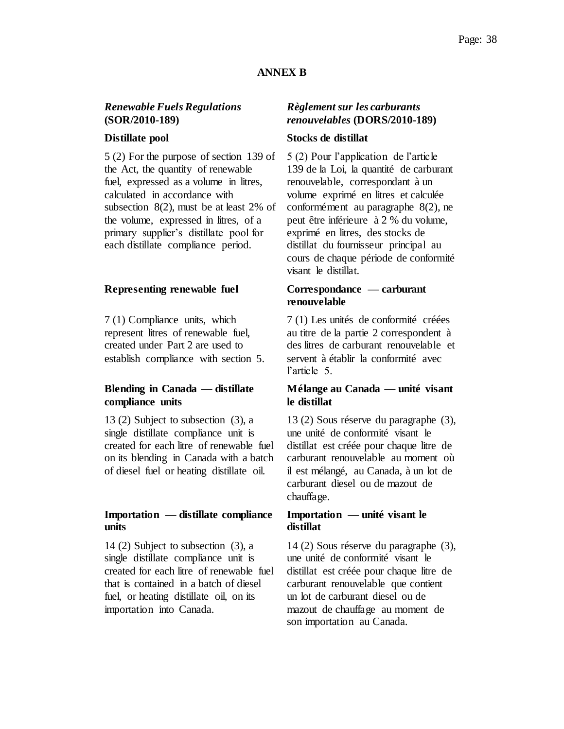## ANNEX B

### *Renewable Fuels Regulations* (SOR/2010-189)

**Distillate pool**

5 (2) For the purpose of section 139 of the Act, the quantity of renewable fuel, expressed as a volume in litres, calculated in accordance with subsection 8(2), must be at least 2% of the volume, expressed in litres, of a primary supplier's distillate pool for each distillate compliance period.

**Representing renewable fuel**

7 (1) Compliance units, which represent litres of renewable fuel, created under Part 2 are used to establish compliance with section 5.

**Blending in Canada — distillate compliance units**

13 (2) Subject to subsection (3), a single distillate compliance unit is created for each litre of renewable fuel on its blending in Canada with a batch of diesel fuel or heating distillate oil.

**Importation — distillate compliance units**

14 (2) Subject to subsection (3), a single distillate compliance unit is created for each litre of renewable fuel that is contained in a batch of diesel fuel, or heating distillate oil, on its importation into Canada.

### *Règlement sur les carburants renouvelables* (DORS/2010-189)

**Stocks de distillat**

5 (2) Pour l'application de l'article 139 de la Loi, la quantité de carburant renouvelable, correspondant à un volume exprimé en litres et calculée conformément au paragraphe 8(2), ne peut être inférieure à 2 % du volume, exprimé en litres, des stocks de distillat du fournisseur principal au cours de chaque période de conformité visant le distillat.

**Correspondance — carburant renouvelable**

7 (1) Les unités de conformité créées au titre de la partie 2 correspondent à des litres de carburant renouvelable et servent à établir la conformité avec l'article 5.

**Mélange au Canada — unité visant le distillat**

13 (2) Sous réserve du paragraphe (3), une unité de conformité visant le distillat est créée pour chaque litre de carburant renouvelable au moment où il est mélangé, au Canada, à un lot de carburant diesel ou de mazout de chauffage.

**Importation — unité visant le distillat**

14 (2) Sous réserve du paragraphe (3), une unité de conformité visant le distillat est créée pour chaque litre de carburant renouvelable que contient un lot de carburant diesel ou de mazout de chauffage au moment de son importation au Canada.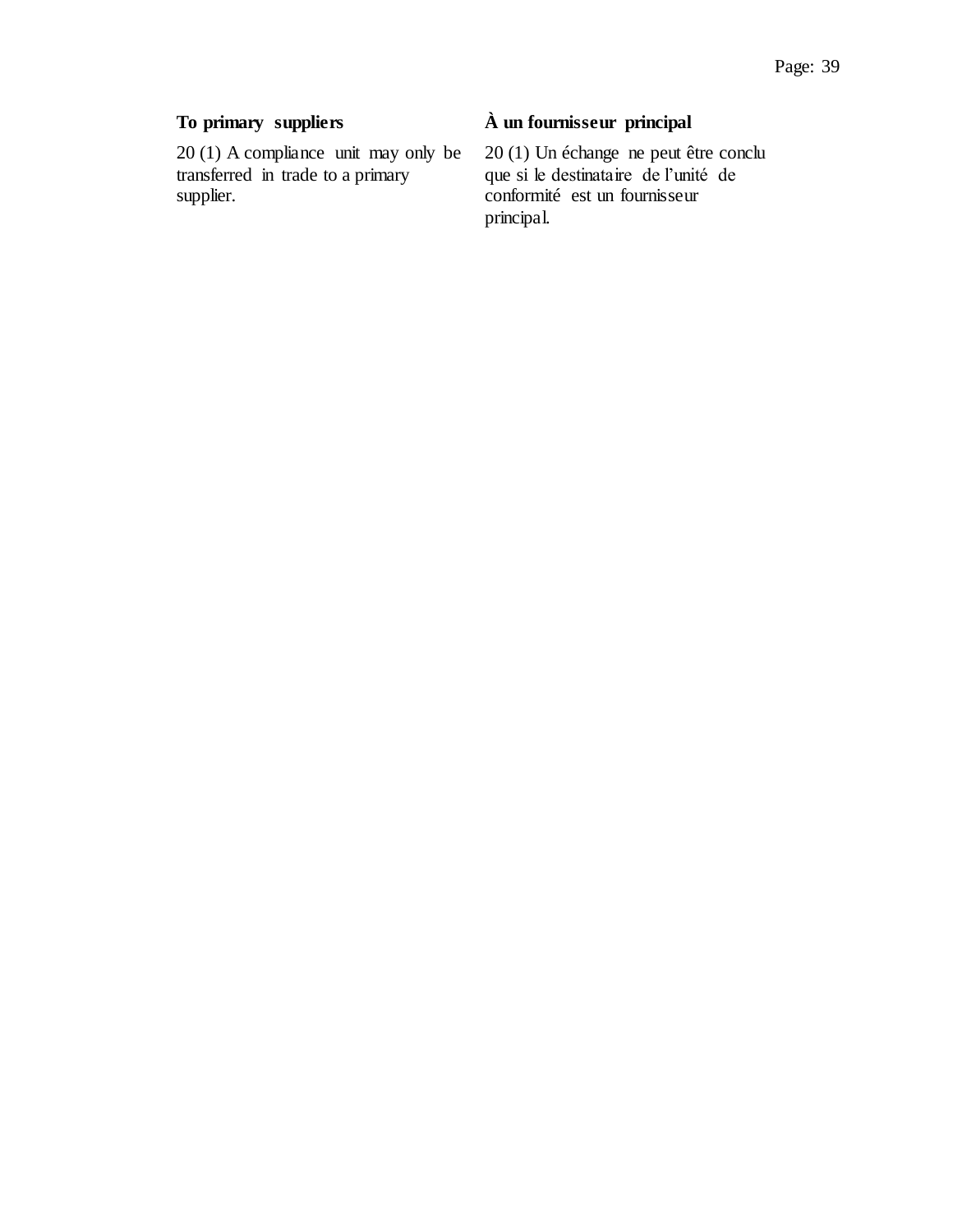**To primary suppliers**

20 (1) A compliance unit may only be transferred in trade to a primary supplier.

**À un fournisseur principal**

20 (1) Un échange ne peut être conclu que si le destinataire de l’unité de conformité est un fournisseur principal.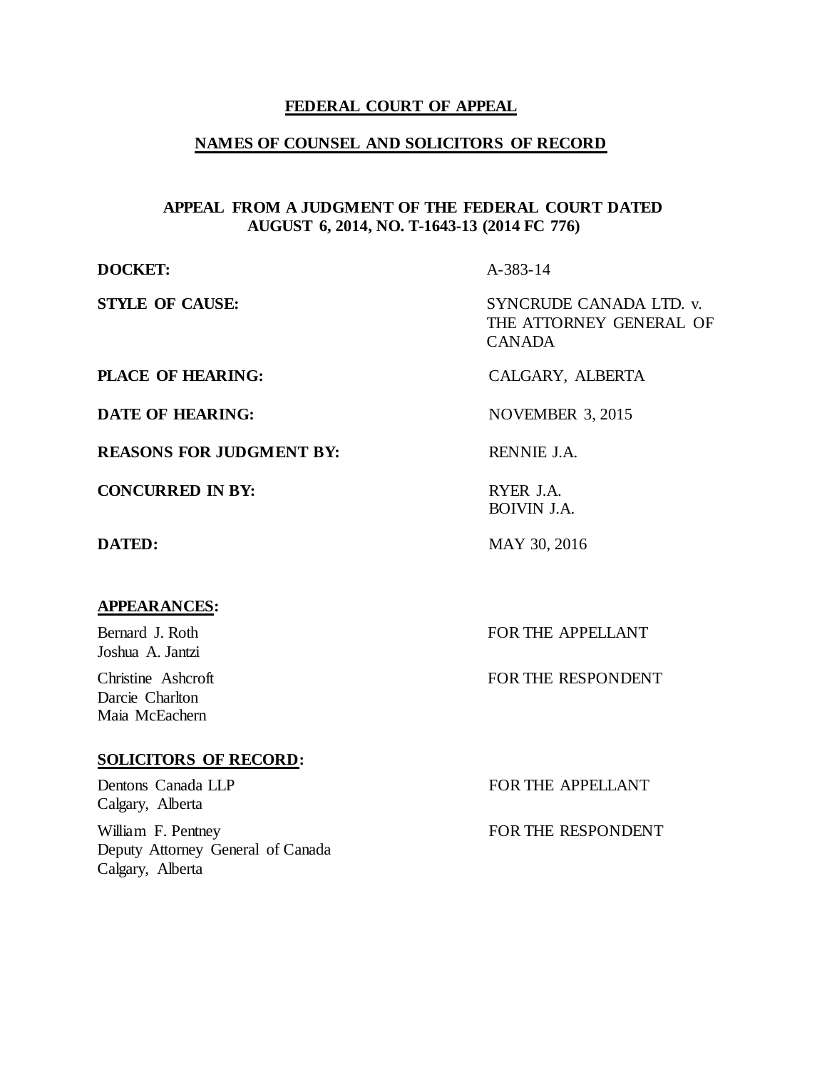**FEDERAL COURT OF APPEAL**

**NAMES OF COUNSEL AND SOLICITORS OF RECORD**

**APPEAL FROM A JUDGMENT OF THE FEDERAL COURT DATED AUGUST 6, 2014, NO. T-1643-13 (2014 FC 776)**

| | |
|---|---|
| **DOCKET:** | A-383-14 |
| **STYLE OF CAUSE:** | SYNCRUDE CANADA LTD. v. THE ATTORNEY GENERAL OF CANADA |
| **PLACE OF HEARING:** | CALGARY, ALBERTA |
| **DATE OF HEARING:** | NOVEMBER 3, 2015 |
| **REASONS FOR JUDGMENT BY:** | RENNIE J.A. |
| **CONCURRED IN BY:** | RYER J.A.<br>BOIVIN J.A. |
| **DATED:** | MAY 30, 2016 |

**APPEARANCES:**

| | |
|---|---|
| Bernard J. Roth<br>Joshua A. Jantzi | FOR THE APPELLANT |
| Christine Ashcroft<br>Darcie Charlton<br>Maia McEachern | FOR THE RESPONDENT |

**SOLICITORS OF RECORD:**

| | |
|---|---|
| Dentons Canada LLP<br>Calgary, Alberta | FOR THE APPELLANT |
| William F. Pentney<br>Deputy Attorney General of Canada<br>Calgary, Alberta | FOR THE RESPONDENT |